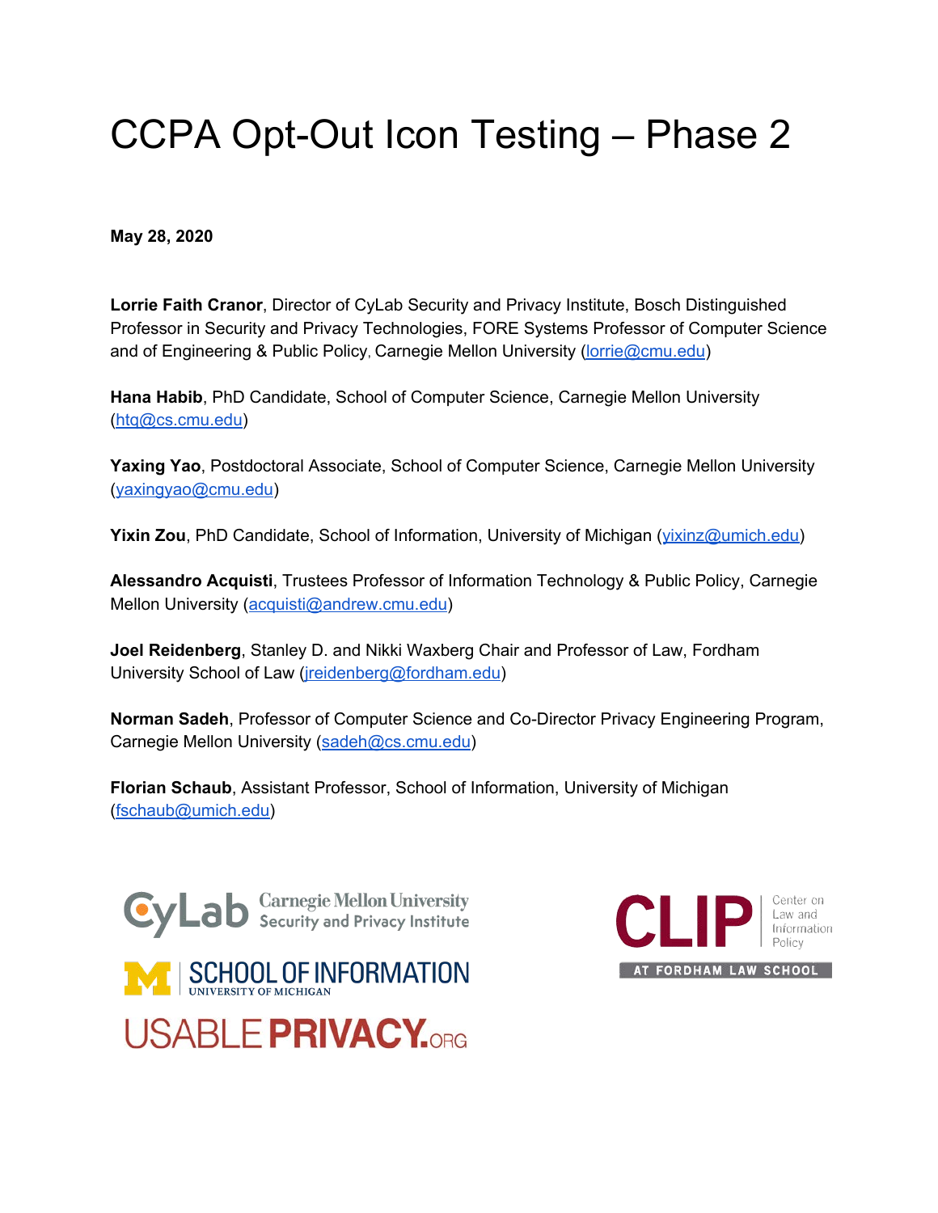# CCPA Opt-Out Icon Testing – Phase 2

**May 28, 2020**

**Lorrie Faith Cranor**, Director of CyLab Security and Privacy Institute, Bosch Distinguished Professor in Security and Privacy Technologies, FORE Systems Professor of Computer Science and of Engineering & Public Policy, Carnegie Mellon University (lorrie@cmu.edu)

**Hana Habib**, PhD Candidate, School of Computer Science, Carnegie Mellon University (htq@cs.cmu.edu)

**Yaxing Yao**, Postdoctoral Associate, School of Computer Science, Carnegie Mellon University (yaxingyao@cmu.edu)

**Yixin Zou**, PhD Candidate, School of Information, University of Michigan (yixinz@umich.edu)

**Alessandro Acquisti**, Trustees Professor of Information Technology & Public Policy, Carnegie Mellon University (acquisti@andrew.cmu.edu)

**Joel Reidenberg**, Stanley D. and Nikki Waxberg Chair and Professor of Law, Fordham University School of Law (jreidenberg@fordham.edu)

**Norman Sadeh**, Professor of Computer Science and Co-Director Privacy Engineering Program, Carnegie Mellon University (sadeh@cs.cmu.edu)

**Florian Schaub**, Assistant Professor, School of Information, University of Michigan (fschaub@umich.edu)

CyLab Carnegie Mellon University Security and Privacy Institute

SCHOOL OF INFORMATION UNIVERSITY OF MICHIGAN

USABLEPRIVACY.ORG

CLIP Center on Law and Information Policy AT FORDHAM LAW SCHOOL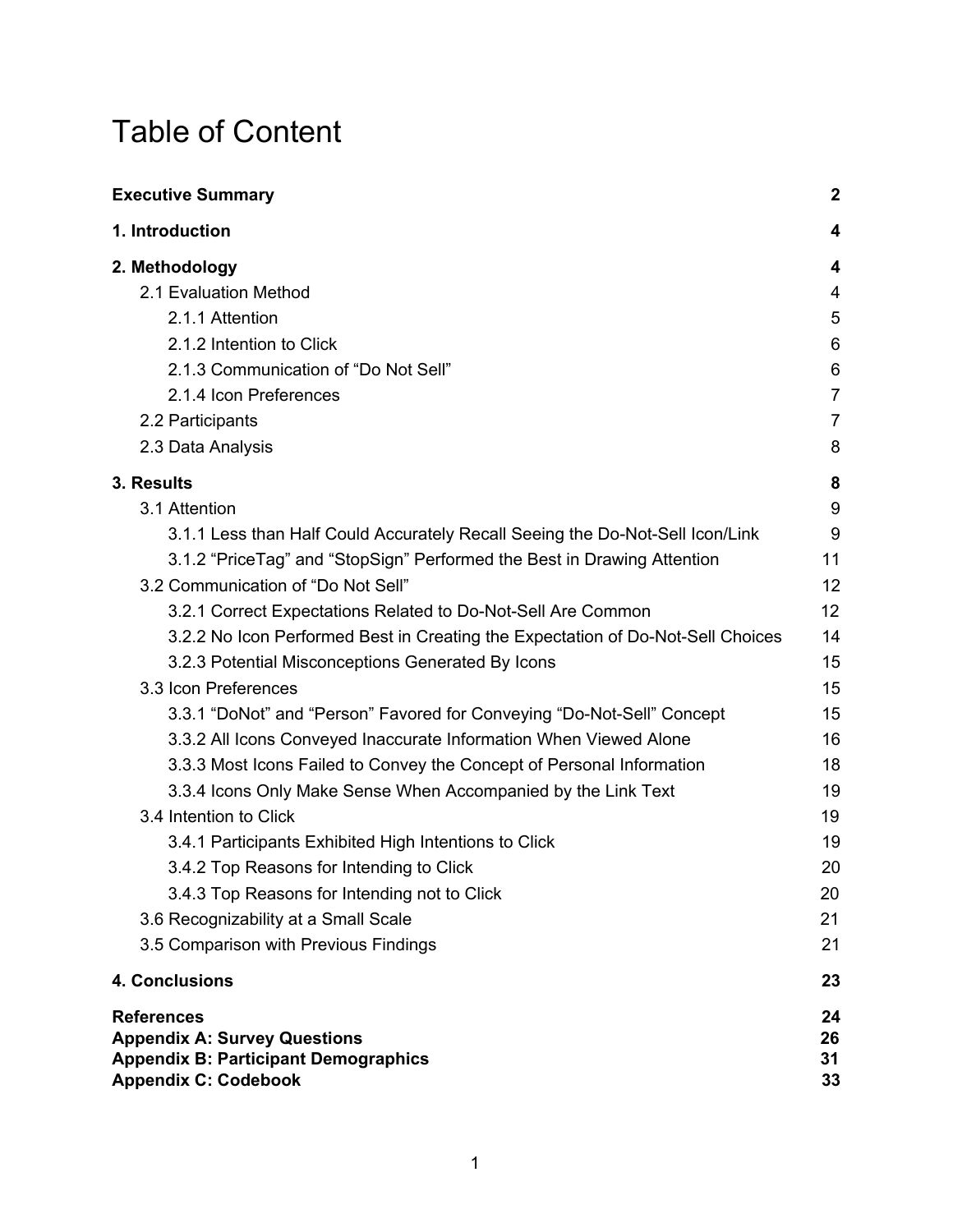# Table of Content

| | |
|---|---|
| **Executive Summary** | **2** |
| **1. Introduction** | **4** |
| **2. Methodology** | **4** |
| 2.1 Evaluation Method | 4 |
| 2.1.1 Attention | 5 |
| 2.1.2 Intention to Click | 6 |
| 2.1.3 Communication of “Do Not Sell” | 6 |
| 2.1.4 Icon Preferences | 7 |
| 2.2 Participants | 7 |
| 2.3 Data Analysis | 8 |
| **3. Results** | **8** |
| 3.1 Attention | 9 |
| 3.1.1 Less than Half Could Accurately Recall Seeing the Do-Not-Sell Icon/Link | 9 |
| 3.1.2 “PriceTag” and “StopSign” Performed the Best in Drawing Attention | 11 |
| 3.2 Communication of “Do Not Sell” | 12 |
| 3.2.1 Correct Expectations Related to Do-Not-Sell Are Common | 12 |
| 3.2.2 No Icon Performed Best in Creating the Expectation of Do-Not-Sell Choices | 14 |
| 3.2.3 Potential Misconceptions Generated By Icons | 15 |
| 3.3 Icon Preferences | 15 |
| 3.3.1 “DoNot” and “Person” Favored for Conveying “Do-Not-Sell” Concept | 15 |
| 3.3.2 All Icons Conveyed Inaccurate Information When Viewed Alone | 16 |
| 3.3.3 Most Icons Failed to Convey the Concept of Personal Information | 18 |
| 3.3.4 Icons Only Make Sense When Accompanied by the Link Text | 19 |
| 3.4 Intention to Click | 19 |
| 3.4.1 Participants Exhibited High Intentions to Click | 19 |
| 3.4.2 Top Reasons for Intending to Click | 20 |
| 3.4.3 Top Reasons for Intending not to Click | 20 |
| 3.6 Recognizability at a Small Scale | 21 |
| 3.5 Comparison with Previous Findings | 21 |
| **4. Conclusions** | **23** |
| **References** | **24** |
| **Appendix A: Survey Questions** | **26** |
| **Appendix B: Participant Demographics** | **31** |
| **Appendix C: Codebook** | **33** |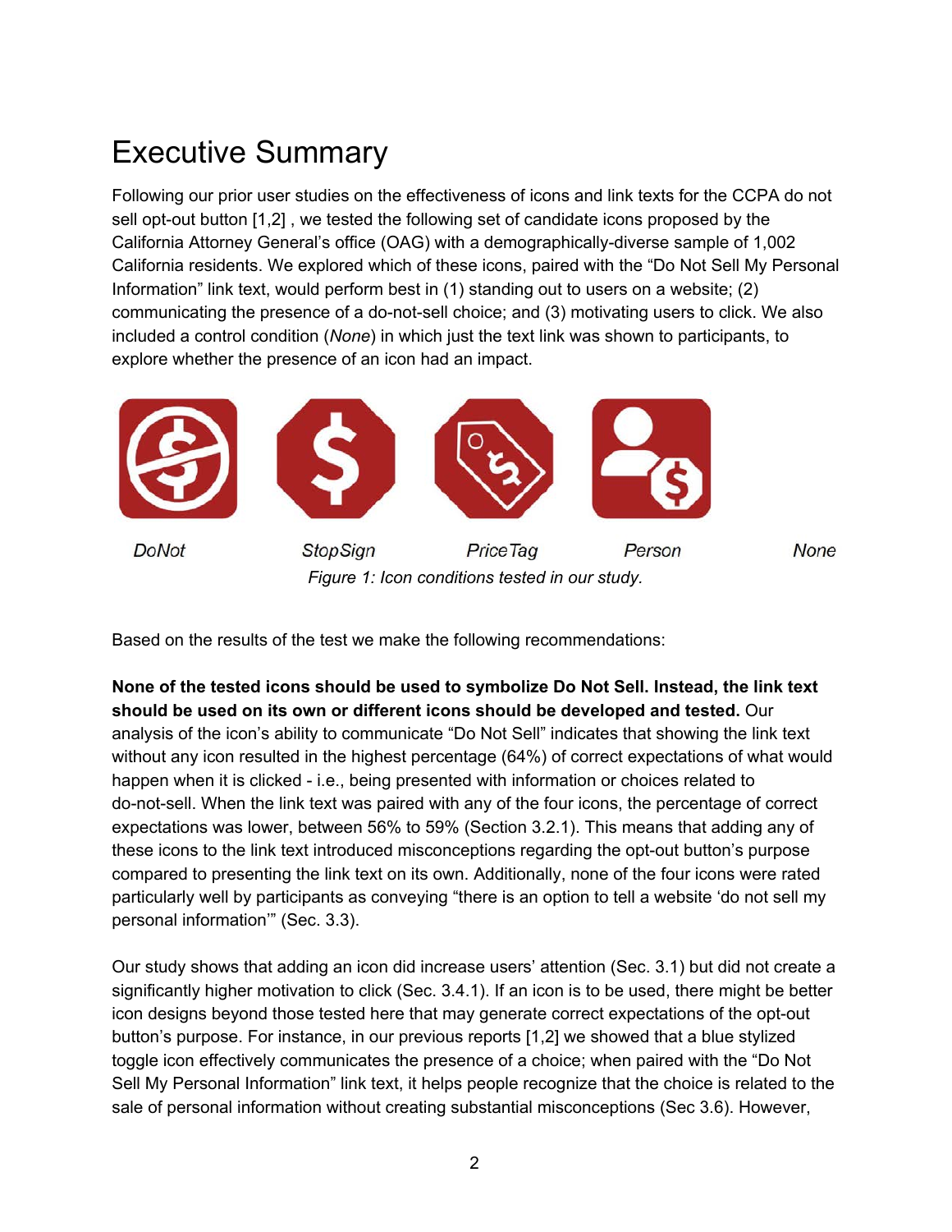# Executive Summary

Following our prior user studies on the effectiveness of icons and link texts for the CCPA do not sell opt-out button [1,2] , we tested the following set of candidate icons proposed by the California Attorney General's office (OAG) with a demographically-diverse sample of 1,002 California residents. We explored which of these icons, paired with the "Do Not Sell My Personal Information" link text, would perform best in (1) standing out to users on a website; (2) communicating the presence of a do-not-sell choice; and (3) motivating users to click. We also included a control condition (*None*) in which just the text link was shown to participants, to explore whether the presence of an icon had an impact.

*DoNot* *StopSign* *PriceTag* *Person* *None*

*Figure 1: Icon conditions tested in our study.*

Based on the results of the test we make the following recommendations:

**None of the tested icons should be used to symbolize Do Not Sell. Instead, the link text should be used on its own or different icons should be developed and tested.** Our analysis of the icon's ability to communicate "Do Not Sell" indicates that showing the link text without any icon resulted in the highest percentage (64%) of correct expectations of what would happen when it is clicked - i.e., being presented with information or choices related to do-not-sell. When the link text was paired with any of the four icons, the percentage of correct expectations was lower, between 56% to 59% (Section 3.2.1). This means that adding any of these icons to the link text introduced misconceptions regarding the opt-out button's purpose compared to presenting the link text on its own. Additionally, none of the four icons were rated particularly well by participants as conveying "there is an option to tell a website 'do not sell my personal information'" (Sec. 3.3).

Our study shows that adding an icon did increase users' attention (Sec. 3.1) but did not create a significantly higher motivation to click (Sec. 3.4.1). If an icon is to be used, there might be better icon designs beyond those tested here that may generate correct expectations of the opt-out button's purpose. For instance, in our previous reports [1,2] we showed that a blue stylized toggle icon effectively communicates the presence of a choice; when paired with the "Do Not Sell My Personal Information" link text, it helps people recognize that the choice is related to the sale of personal information without creating substantial misconceptions (Sec 3.6). However,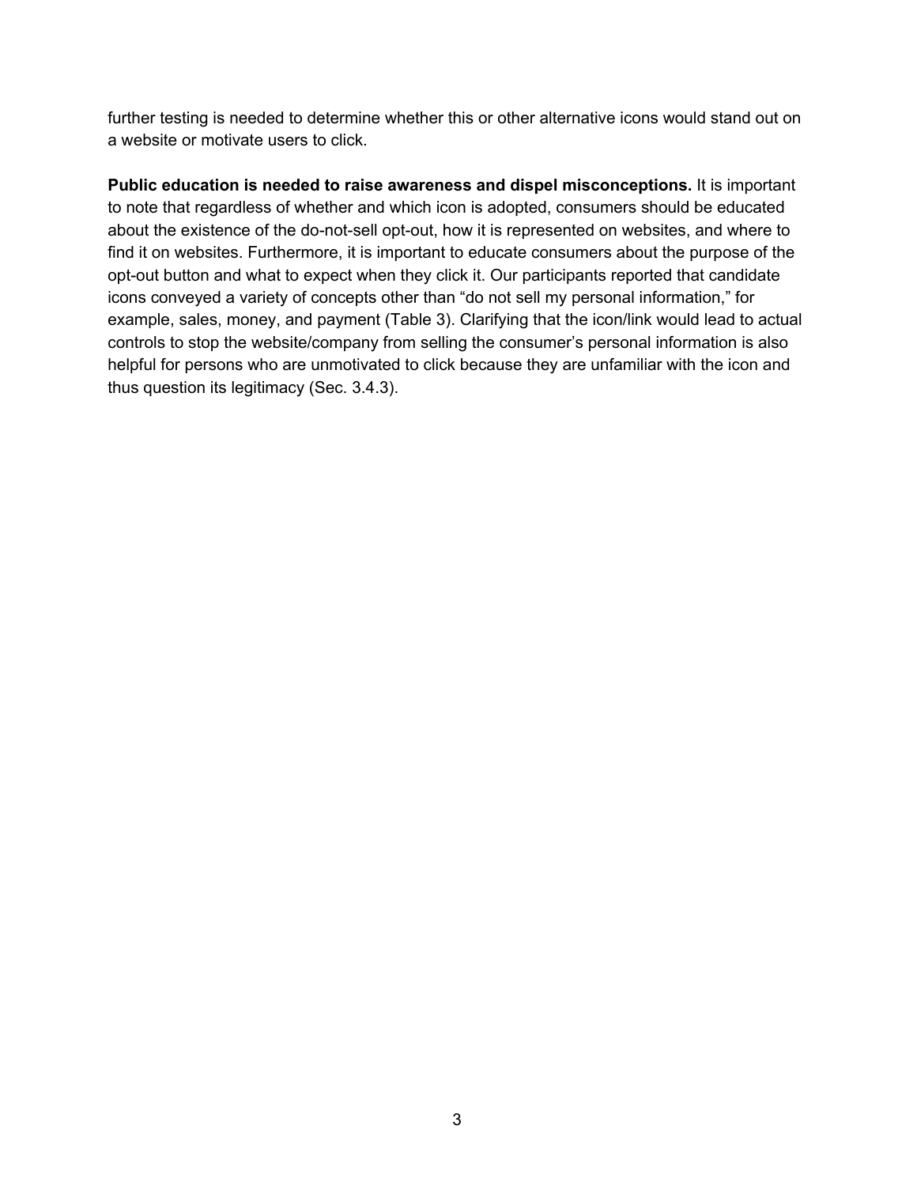further testing is needed to determine whether this or other alternative icons would stand out on a website or motivate users to click.

**Public education is needed to raise awareness and dispel misconceptions.** It is important to note that regardless of whether and which icon is adopted, consumers should be educated about the existence of the do-not-sell opt-out, how it is represented on websites, and where to find it on websites. Furthermore, it is important to educate consumers about the purpose of the opt-out button and what to expect when they click it. Our participants reported that candidate icons conveyed a variety of concepts other than "do not sell my personal information," for example, sales, money, and payment (Table 3). Clarifying that the icon/link would lead to actual controls to stop the website/company from selling the consumer's personal information is also helpful for persons who are unmotivated to click because they are unfamiliar with the icon and thus question its legitimacy (Sec. 3.4.3).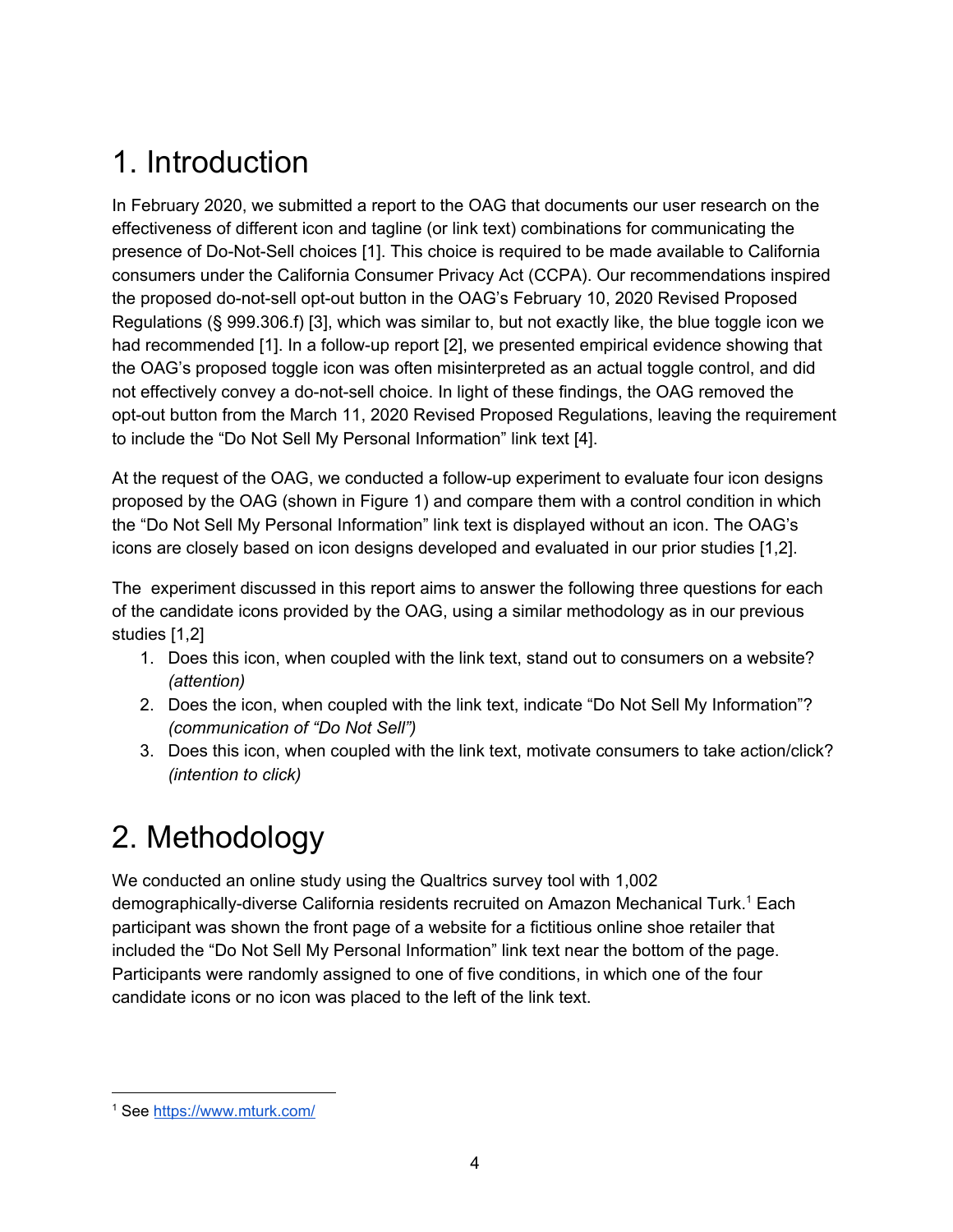# 1. Introduction

In February 2020, we submitted a report to the OAG that documents our user research on the effectiveness of different icon and tagline (or link text) combinations for communicating the presence of Do-Not-Sell choices [1]. This choice is required to be made available to California consumers under the California Consumer Privacy Act (CCPA). Our recommendations inspired the proposed do-not-sell opt-out button in the OAG's February 10, 2020 Revised Proposed Regulations (§ 999.306.f) [3], which was similar to, but not exactly like, the blue toggle icon we had recommended [1]. In a follow-up report [2], we presented empirical evidence showing that the OAG's proposed toggle icon was often misinterpreted as an actual toggle control, and did not effectively convey a do-not-sell choice. In light of these findings, the OAG removed the opt-out button from the March 11, 2020 Revised Proposed Regulations, leaving the requirement to include the "Do Not Sell My Personal Information" link text [4].

At the request of the OAG, we conducted a follow-up experiment to evaluate four icon designs proposed by the OAG (shown in Figure 1) and compare them with a control condition in which the "Do Not Sell My Personal Information" link text is displayed without an icon. The OAG's icons are closely based on icon designs developed and evaluated in our prior studies [1,2].

The experiment discussed in this report aims to answer the following three questions for each of the candidate icons provided by the OAG, using a similar methodology as in our previous studies [1,2]

1. Does this icon, when coupled with the link text, stand out to consumers on a website? *(attention)*
2. Does the icon, when coupled with the link text, indicate "Do Not Sell My Information"? *(communication of "Do Not Sell")*
3. Does this icon, when coupled with the link text, motivate consumers to take action/click? *(intention to click)*

# 2. Methodology

We conducted an online study using the Qualtrics survey tool with 1,002 demographically-diverse California residents recruited on Amazon Mechanical Turk.[1] Each participant was shown the front page of a website for a fictitious online shoe retailer that included the "Do Not Sell My Personal Information" link text near the bottom of the page. Participants were randomly assigned to one of five conditions, in which one of the four candidate icons or no icon was placed to the left of the link text.

[1] See https://www.mturk.com/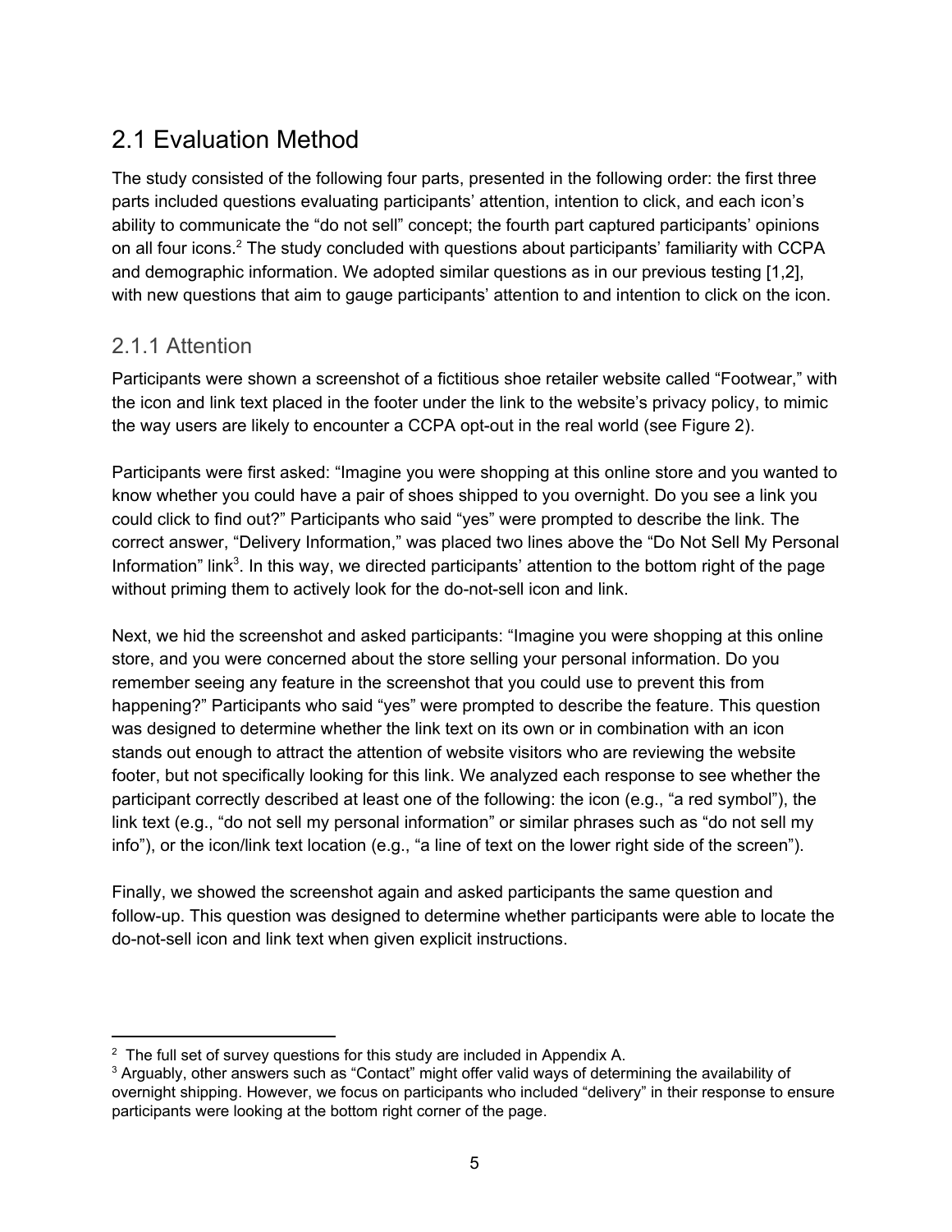## 2.1 Evaluation Method

The study consisted of the following four parts, presented in the following order: the first three parts included questions evaluating participants' attention, intention to click, and each icon's ability to communicate the "do not sell" concept; the fourth part captured participants' opinions on all four icons.[2] The study concluded with questions about participants' familiarity with CCPA and demographic information. We adopted similar questions as in our previous testing [1,2], with new questions that aim to gauge participants' attention to and intention to click on the icon.

### 2.1.1 Attention

Participants were shown a screenshot of a fictitious shoe retailer website called "Footwear," with the icon and link text placed in the footer under the link to the website's privacy policy, to mimic the way users are likely to encounter a CCPA opt-out in the real world (see Figure 2).

Participants were first asked: "Imagine you were shopping at this online store and you wanted to know whether you could have a pair of shoes shipped to you overnight. Do you see a link you could click to find out?" Participants who said "yes" were prompted to describe the link. The correct answer, "Delivery Information," was placed two lines above the "Do Not Sell My Personal Information" link[3]. In this way, we directed participants' attention to the bottom right of the page without priming them to actively look for the do-not-sell icon and link.

Next, we hid the screenshot and asked participants: "Imagine you were shopping at this online store, and you were concerned about the store selling your personal information. Do you remember seeing any feature in the screenshot that you could use to prevent this from happening?" Participants who said "yes" were prompted to describe the feature. This question was designed to determine whether the link text on its own or in combination with an icon stands out enough to attract the attention of website visitors who are reviewing the website footer, but not specifically looking for this link. We analyzed each response to see whether the participant correctly described at least one of the following: the icon (e.g., "a red symbol"), the link text (e.g., "do not sell my personal information" or similar phrases such as "do not sell my info"), or the icon/link text location (e.g., "a line of text on the lower right side of the screen").

Finally, we showed the screenshot again and asked participants the same question and follow-up. This question was designed to determine whether participants were able to locate the do-not-sell icon and link text when given explicit instructions.

---

[2] The full set of survey questions for this study are included in Appendix A.

[3] Arguably, other answers such as "Contact" might offer valid ways of determining the availability of overnight shipping. However, we focus on participants who included "delivery" in their response to ensure participants were looking at the bottom right corner of the page.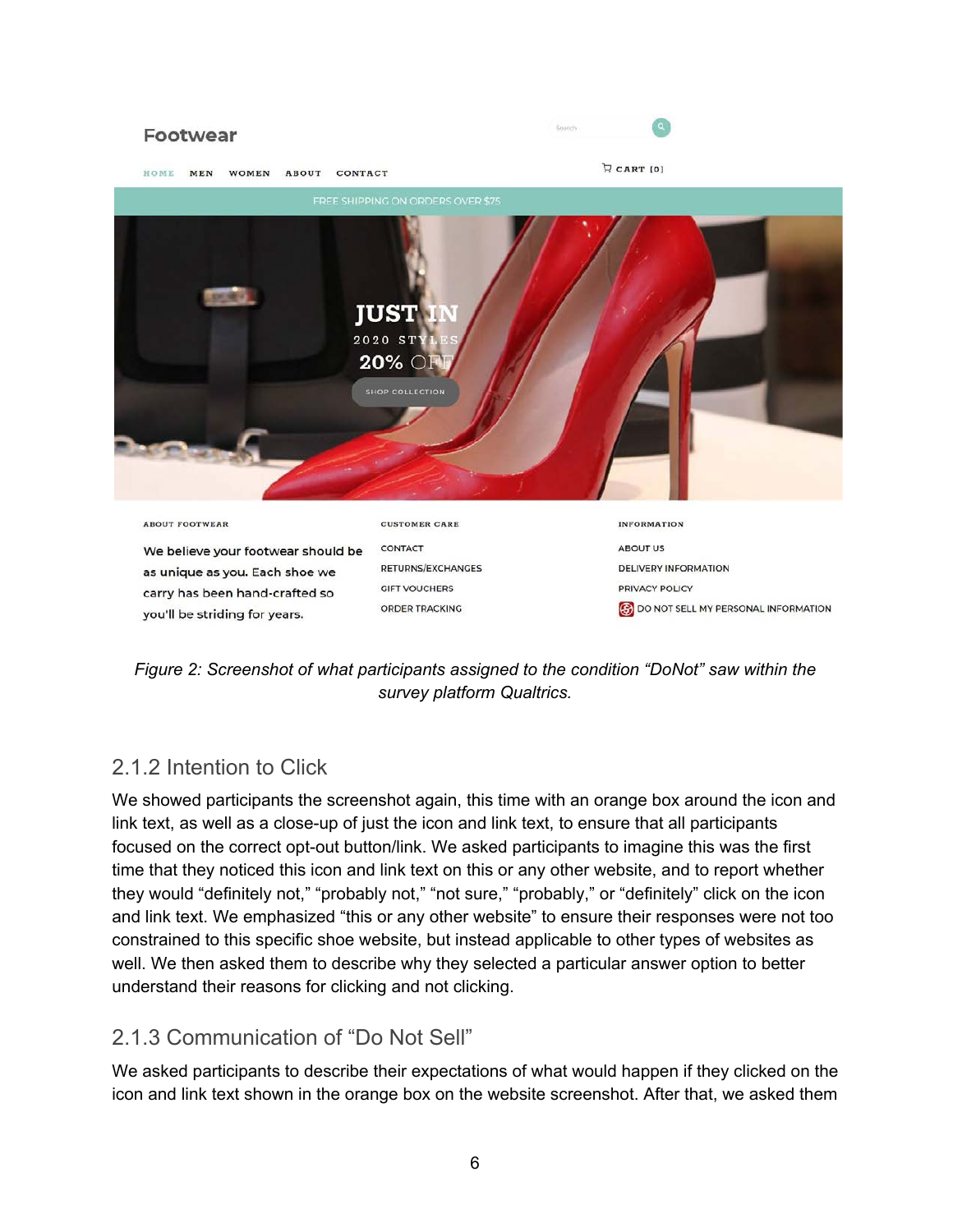*Figure 2: Screenshot of what participants assigned to the condition "DoNot" saw within the survey platform Qualtrics.*

### 2.1.2 Intention to Click

We showed participants the screenshot again, this time with an orange box around the icon and link text, as well as a close-up of just the icon and link text, to ensure that all participants focused on the correct opt-out button/link. We asked participants to imagine this was the first time that they noticed this icon and link text on this or any other website, and to report whether they would "definitely not," "probably not," "not sure," "probably," or "definitely" click on the icon and link text. We emphasized "this or any other website" to ensure their responses were not too constrained to this specific shoe website, but instead applicable to other types of websites as well. We then asked them to describe why they selected a particular answer option to better understand their reasons for clicking and not clicking.

### 2.1.3 Communication of "Do Not Sell"

We asked participants to describe their expectations of what would happen if they clicked on the icon and link text shown in the orange box on the website screenshot. After that, we asked them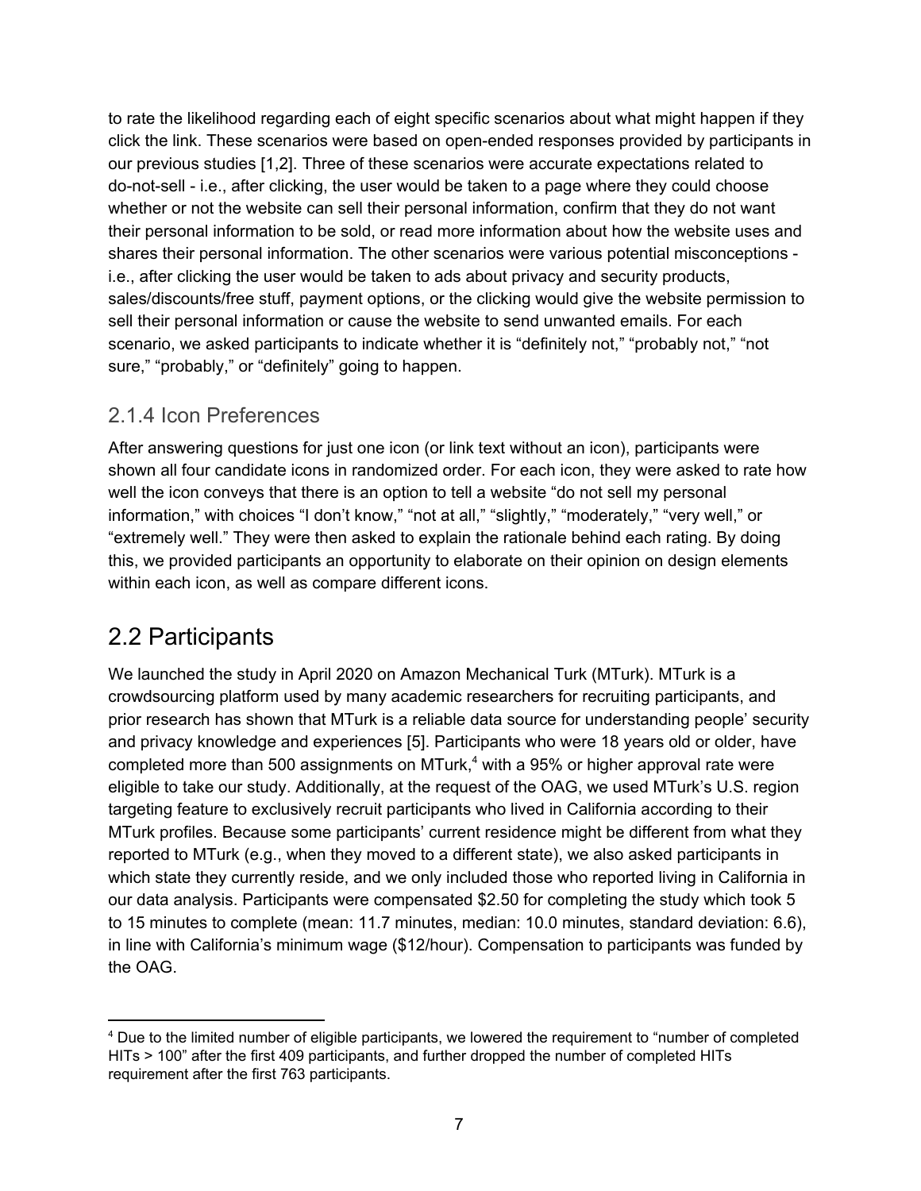to rate the likelihood regarding each of eight specific scenarios about what might happen if they click the link. These scenarios were based on open-ended responses provided by participants in our previous studies [1,2]. Three of these scenarios were accurate expectations related to do-not-sell - i.e., after clicking, the user would be taken to a page where they could choose whether or not the website can sell their personal information, confirm that they do not want their personal information to be sold, or read more information about how the website uses and shares their personal information. The other scenarios were various potential misconceptions - i.e., after clicking the user would be taken to ads about privacy and security products, sales/discounts/free stuff, payment options, or the clicking would give the website permission to sell their personal information or cause the website to send unwanted emails. For each scenario, we asked participants to indicate whether it is "definitely not," "probably not," "not sure," "probably," or "definitely" going to happen.

### 2.1.4 Icon Preferences

After answering questions for just one icon (or link text without an icon), participants were shown all four candidate icons in randomized order. For each icon, they were asked to rate how well the icon conveys that there is an option to tell a website "do not sell my personal information," with choices "I don't know," "not at all," "slightly," "moderately," "very well," or "extremely well." They were then asked to explain the rationale behind each rating. By doing this, we provided participants an opportunity to elaborate on their opinion on design elements within each icon, as well as compare different icons.

## 2.2 Participants

We launched the study in April 2020 on Amazon Mechanical Turk (MTurk). MTurk is a crowdsourcing platform used by many academic researchers for recruiting participants, and prior research has shown that MTurk is a reliable data source for understanding people' security and privacy knowledge and experiences [5]. Participants who were 18 years old or older, have completed more than 500 assignments on MTurk,[4] with a 95% or higher approval rate were eligible to take our study. Additionally, at the request of the OAG, we used MTurk's U.S. region targeting feature to exclusively recruit participants who lived in California according to their MTurk profiles. Because some participants' current residence might be different from what they reported to MTurk (e.g., when they moved to a different state), we also asked participants in which state they currently reside, and we only included those who reported living in California in our data analysis. Participants were compensated $2.50 for completing the study which took 5 to 15 minutes to complete (mean: 11.7 minutes, median: 10.0 minutes, standard deviation: 6.6), in line with California's minimum wage ($12/hour). Compensation to participants was funded by the OAG.

[4] Due to the limited number of eligible participants, we lowered the requirement to "number of completed HITs > 100" after the first 409 participants, and further dropped the number of completed HITs requirement after the first 763 participants.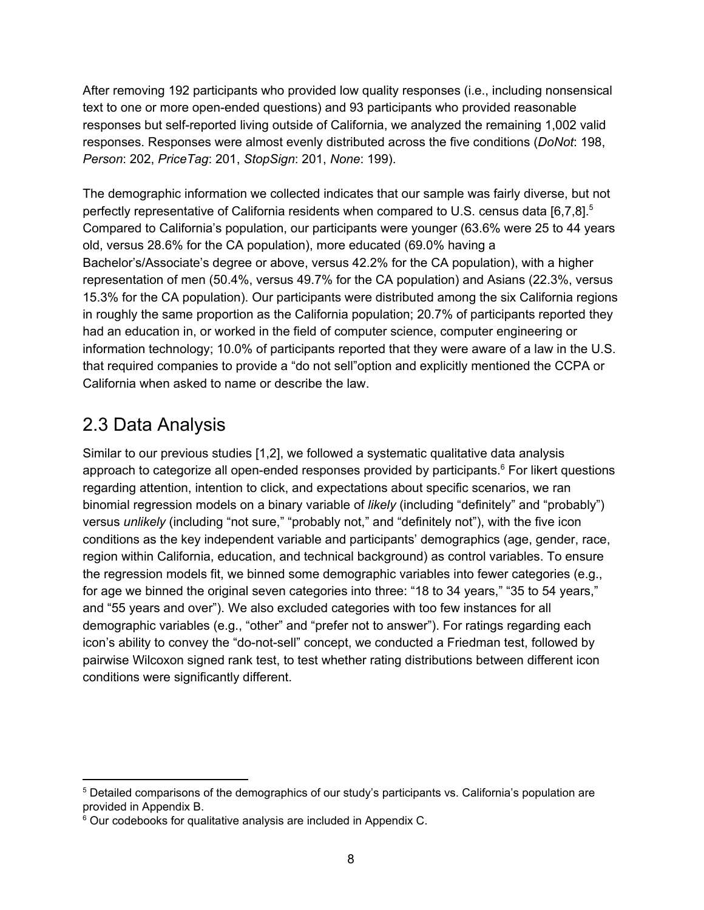After removing 192 participants who provided low quality responses (i.e., including nonsensical text to one or more open-ended questions) and 93 participants who provided reasonable responses but self-reported living outside of California, we analyzed the remaining 1,002 valid responses. Responses were almost evenly distributed across the five conditions (*DoNot*: 198, *Person*: 202, *PriceTag*: 201, *StopSign*: 201, *None*: 199).

The demographic information we collected indicates that our sample was fairly diverse, but not perfectly representative of California residents when compared to U.S. census data [6,7,8].[5] Compared to California's population, our participants were younger (63.6% were 25 to 44 years old, versus 28.6% for the CA population), more educated (69.0% having a Bachelor's/Associate's degree or above, versus 42.2% for the CA population), with a higher representation of men (50.4%, versus 49.7% for the CA population) and Asians (22.3%, versus 15.3% for the CA population). Our participants were distributed among the six California regions in roughly the same proportion as the California population; 20.7% of participants reported they had an education in, or worked in the field of computer science, computer engineering or information technology; 10.0% of participants reported that they were aware of a law in the U.S. that required companies to provide a "do not sell"option and explicitly mentioned the CCPA or California when asked to name or describe the law.

## 2.3 Data Analysis

Similar to our previous studies [1,2], we followed a systematic qualitative data analysis approach to categorize all open-ended responses provided by participants.[6] For likert questions regarding attention, intention to click, and expectations about specific scenarios, we ran binomial regression models on a binary variable of *likely* (including "definitely" and "probably") versus *unlikely* (including "not sure," "probably not," and "definitely not"), with the five icon conditions as the key independent variable and participants' demographics (age, gender, race, region within California, education, and technical background) as control variables. To ensure the regression models fit, we binned some demographic variables into fewer categories (e.g., for age we binned the original seven categories into three: "18 to 34 years," "35 to 54 years," and "55 years and over"). We also excluded categories with too few instances for all demographic variables (e.g., "other" and "prefer not to answer"). For ratings regarding each icon's ability to convey the "do-not-sell" concept, we conducted a Friedman test, followed by pairwise Wilcoxon signed rank test, to test whether rating distributions between different icon conditions were significantly different.

---

[5] Detailed comparisons of the demographics of our study's participants vs. California's population are provided in Appendix B.

[6] Our codebooks for qualitative analysis are included in Appendix C.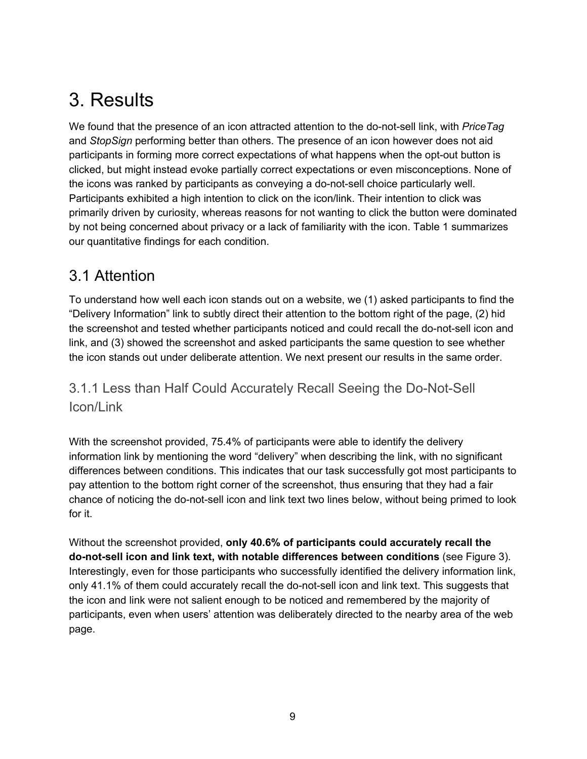# 3. Results

We found that the presence of an icon attracted attention to the do-not-sell link, with *PriceTag* and *StopSign* performing better than others. The presence of an icon however does not aid participants in forming more correct expectations of what happens when the opt-out button is clicked, but might instead evoke partially correct expectations or even misconceptions. None of the icons was ranked by participants as conveying a do-not-sell choice particularly well. Participants exhibited a high intention to click on the icon/link. Their intention to click was primarily driven by curiosity, whereas reasons for not wanting to click the button were dominated by not being concerned about privacy or a lack of familiarity with the icon. Table 1 summarizes our quantitative findings for each condition.

## 3.1 Attention

To understand how well each icon stands out on a website, we (1) asked participants to find the “Delivery Information” link to subtly direct their attention to the bottom right of the page, (2) hid the screenshot and tested whether participants noticed and could recall the do-not-sell icon and link, and (3) showed the screenshot and asked participants the same question to see whether the icon stands out under deliberate attention. We next present our results in the same order.

### 3.1.1 Less than Half Could Accurately Recall Seeing the Do-Not-Sell Icon/Link

With the screenshot provided, 75.4% of participants were able to identify the delivery information link by mentioning the word “delivery” when describing the link, with no significant differences between conditions. This indicates that our task successfully got most participants to pay attention to the bottom right corner of the screenshot, thus ensuring that they had a fair chance of noticing the do-not-sell icon and link text two lines below, without being primed to look for it.

Without the screenshot provided, **only 40.6% of participants could accurately recall the do-not-sell icon and link text, with notable differences between conditions** (see Figure 3). Interestingly, even for those participants who successfully identified the delivery information link, only 41.1% of them could accurately recall the do-not-sell icon and link text. This suggests that the icon and link were not salient enough to be noticed and remembered by the majority of participants, even when users’ attention was deliberately directed to the nearby area of the web page.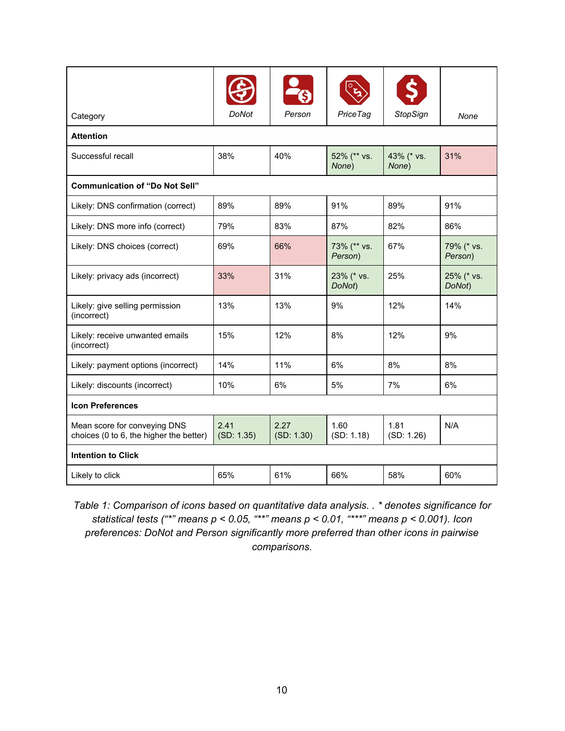| Category | DoNot | Person | PriceTag | StopSign | None |
|---|---|---|---|---|---|
| **Attention** | | | | | |
| Successful recall | 38% | 40% | 52% (** vs. *None*) | 43% (* vs. *None*) | 31% |
| **Communication of "Do Not Sell"** | | | | | |
| Likely: DNS confirmation (correct) | 89% | 89% | 91% | 89% | 91% |
| Likely: DNS more info (correct) | 79% | 83% | 87% | 82% | 86% |
| Likely: DNS choices (correct) | 69% | 66% | 73% (** vs. *Person*) | 67% | 79% (* vs. *Person*) |
| Likely: privacy ads (incorrect) | 33% | 31% | 23% (* vs. *DoNot*) | 25% | 25% (* vs. *DoNot*) |
| Likely: give selling permission (incorrect) | 13% | 13% | 9% | 12% | 14% |
| Likely: receive unwanted emails (incorrect) | 15% | 12% | 8% | 12% | 9% |
| Likely: payment options (incorrect) | 14% | 11% | 6% | 8% | 8% |
| Likely: discounts (incorrect) | 10% | 6% | 5% | 7% | 6% |
| **Icon Preferences** | | | | | |
| Mean score for conveying DNS choices (0 to 6, the higher the better) | 2.41 (SD: 1.35) | 2.27 (SD: 1.30) | 1.60 (SD: 1.18) | 1.81 (SD: 1.26) | N/A |
| **Intention to Click** | | | | | |
| Likely to click | 65% | 61% | 66% | 58% | 60% |

*Table 1: Comparison of icons based on quantitative data analysis. . * denotes significance for statistical tests ("*" means $p < 0.05$, "**" means $p < 0.01$, "***" means $p < 0.001$). Icon preferences: DoNot and Person significantly more preferred than other icons in pairwise comparisons.*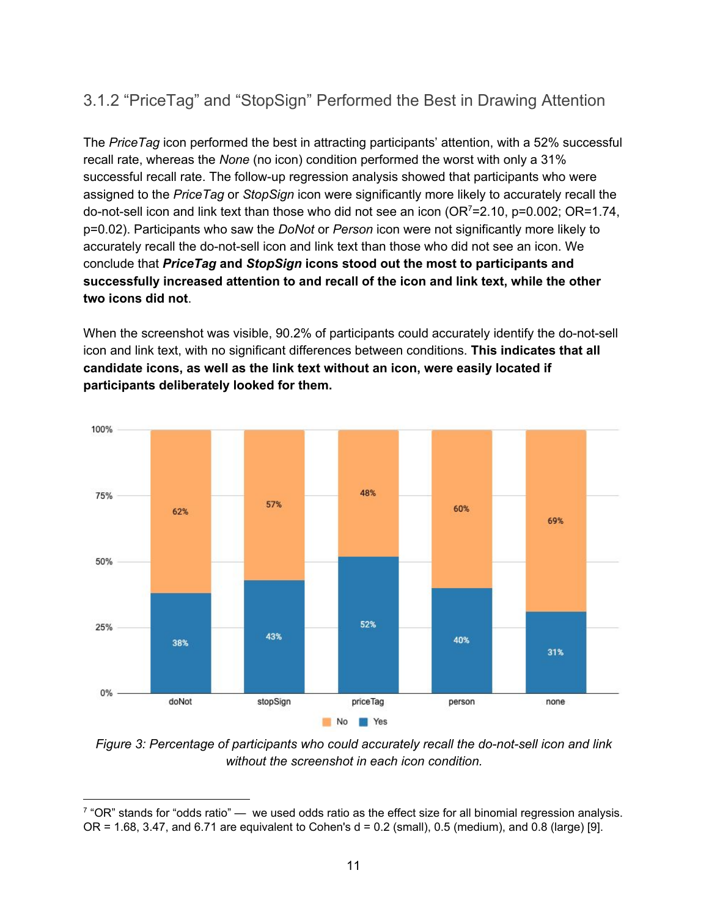### 3.1.2 “PriceTag” and “StopSign” Performed the Best in Drawing Attention

The *PriceTag* icon performed the best in attracting participants’ attention, with a 52% successful recall rate, whereas the *None* (no icon) condition performed the worst with only a 31% successful recall rate. The follow-up regression analysis showed that participants who were assigned to the *PriceTag* or *StopSign* icon were significantly more likely to accurately recall the do-not-sell icon and link text than those who did not see an icon (OR[7]=2.10, p=0.002; OR=1.74, p=0.02). Participants who saw the *DoNot* or *Person* icon were not significantly more likely to accurately recall the do-not-sell icon and link text than those who did not see an icon. We conclude that ***PriceTag* and *StopSign* icons stood out the most to participants and successfully increased attention to and recall of the icon and link text, while the other two icons did not**.

When the screenshot was visible, 90.2% of participants could accurately identify the do-not-sell icon and link text, with no significant differences between conditions. **This indicates that all candidate icons, as well as the link text without an icon, were easily located if participants deliberately looked for them.**

| | doNot | stopSign | priceTag | person | none |
|---|---|---|---|---|---|
| No | 62% | 57% | 48% | 60% | 69% |
| Yes | 38% | 43% | 52% | 40% | 31% |

*Figure 3: Percentage of participants who could accurately recall the do-not-sell icon and link without the screenshot in each icon condition.*

[7] “OR” stands for “odds ratio” — we used odds ratio as the effect size for all binomial regression analysis. OR = 1.68, 3.47, and 6.71 are equivalent to Cohen's d = 0.2 (small), 0.5 (medium), and 0.8 (large) [9].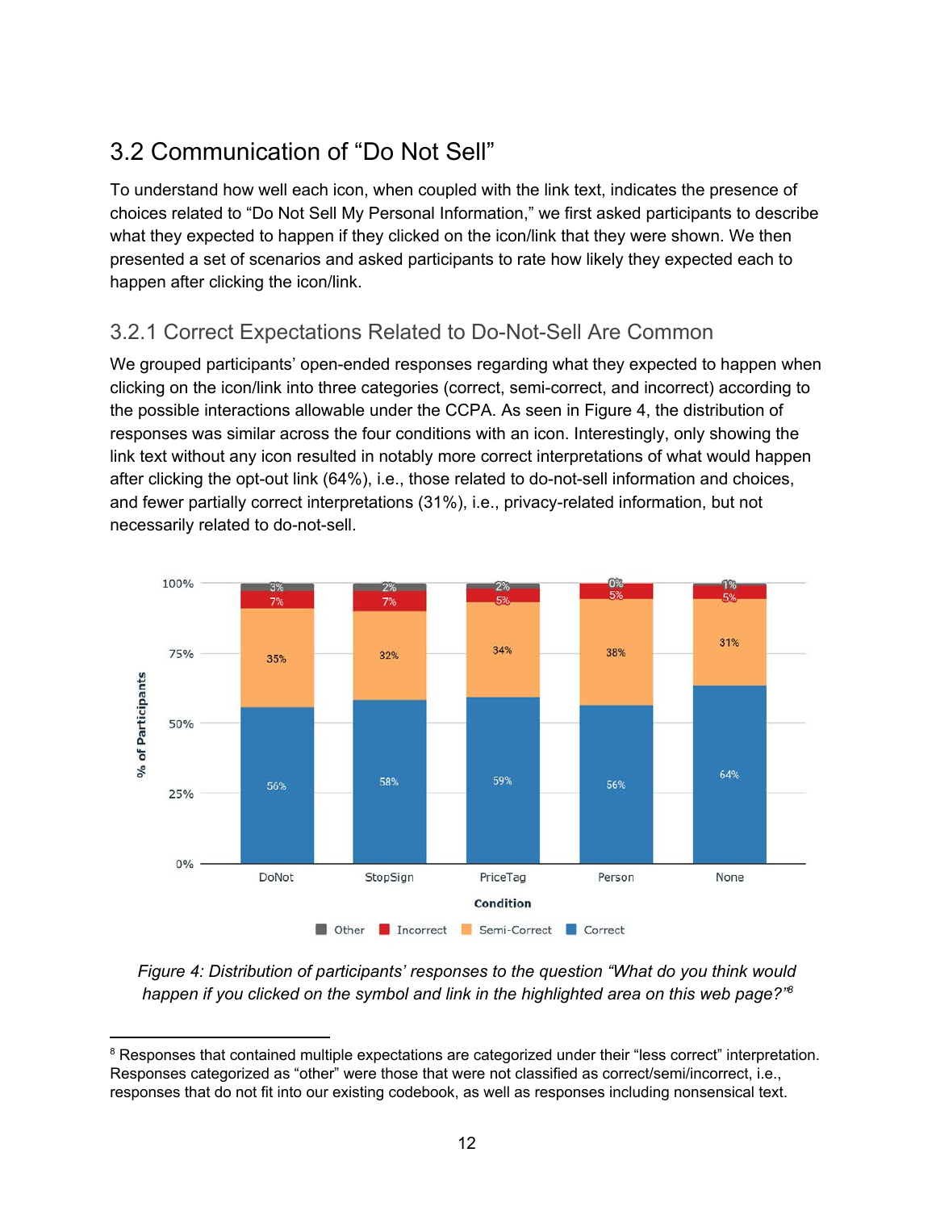## 3.2 Communication of “Do Not Sell”

To understand how well each icon, when coupled with the link text, indicates the presence of choices related to “Do Not Sell My Personal Information,” we first asked participants to describe what they expected to happen if they clicked on the icon/link that they were shown. We then presented a set of scenarios and asked participants to rate how likely they expected each to happen after clicking the icon/link.

### 3.2.1 Correct Expectations Related to Do-Not-Sell Are Common

We grouped participants’ open-ended responses regarding what they expected to happen when clicking on the icon/link into three categories (correct, semi-correct, and incorrect) according to the possible interactions allowable under the CCPA. As seen in Figure 4, the distribution of responses was similar across the four conditions with an icon. Interestingly, only showing the link text without any icon resulted in notably more correct interpretations of what would happen after clicking the opt-out link (64%), i.e., those related to do-not-sell information and choices, and fewer partially correct interpretations (31%), i.e., privacy-related information, but not necessarily related to do-not-sell.

| Condition | Correct | Semi-Correct | Incorrect | Other |
|---|---|---|---|---|
| DoNot | 56% | 35% | 7% | 3% |
| StopSign | 58% | 32% | 7% | 2% |
| PriceTag | 59% | 34% | 5% | 2% |
| Person | 56% | 38% | 5% | 0% |
| None | 64% | 31% | 5% | 1% |

*Figure 4: Distribution of participants’ responses to the question “What do you think would happen if you clicked on the symbol and link in the highlighted area on this web page?”[8]*

---

[8] Responses that contained multiple expectations are categorized under their “less correct” interpretation. Responses categorized as “other” were those that were not classified as correct/semi/incorrect, i.e., responses that do not fit into our existing codebook, as well as responses including nonsensical text.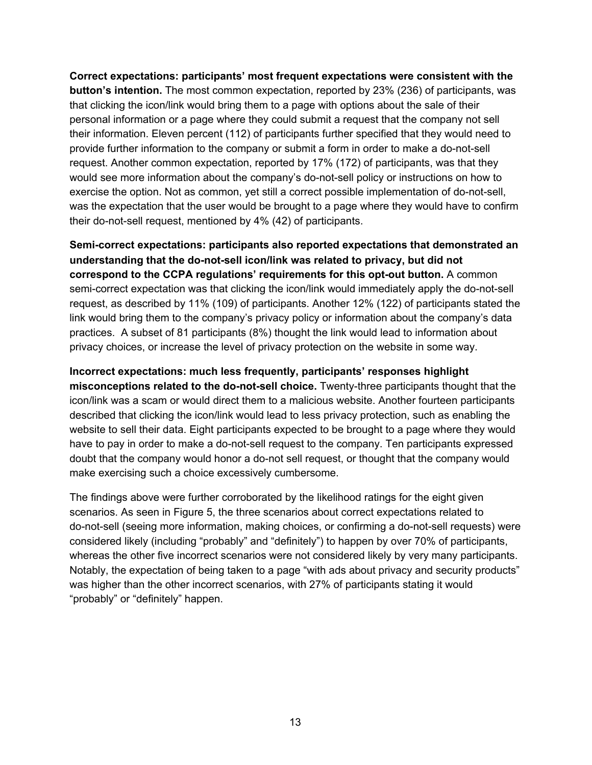**Correct expectations: participants' most frequent expectations were consistent with the button's intention.** The most common expectation, reported by 23% (236) of participants, was that clicking the icon/link would bring them to a page with options about the sale of their personal information or a page where they could submit a request that the company not sell their information. Eleven percent (112) of participants further specified that they would need to provide further information to the company or submit a form in order to make a do-not-sell request. Another common expectation, reported by 17% (172) of participants, was that they would see more information about the company's do-not-sell policy or instructions on how to exercise the option. Not as common, yet still a correct possible implementation of do-not-sell, was the expectation that the user would be brought to a page where they would have to confirm their do-not-sell request, mentioned by 4% (42) of participants.

**Semi-correct expectations: participants also reported expectations that demonstrated an understanding that the do-not-sell icon/link was related to privacy, but did not correspond to the CCPA regulations' requirements for this opt-out button.** A common semi-correct expectation was that clicking the icon/link would immediately apply the do-not-sell request, as described by 11% (109) of participants. Another 12% (122) of participants stated the link would bring them to the company's privacy policy or information about the company's data practices. A subset of 81 participants (8%) thought the link would lead to information about privacy choices, or increase the level of privacy protection on the website in some way.

**Incorrect expectations: much less frequently, participants' responses highlight misconceptions related to the do-not-sell choice.** Twenty-three participants thought that the icon/link was a scam or would direct them to a malicious website. Another fourteen participants described that clicking the icon/link would lead to less privacy protection, such as enabling the website to sell their data. Eight participants expected to be brought to a page where they would have to pay in order to make a do-not-sell request to the company. Ten participants expressed doubt that the company would honor a do-not sell request, or thought that the company would make exercising such a choice excessively cumbersome.

The findings above were further corroborated by the likelihood ratings for the eight given scenarios. As seen in Figure 5, the three scenarios about correct expectations related to do-not-sell (seeing more information, making choices, or confirming a do-not-sell requests) were considered likely (including "probably" and "definitely") to happen by over 70% of participants, whereas the other five incorrect scenarios were not considered likely by very many participants. Notably, the expectation of being taken to a page "with ads about privacy and security products" was higher than the other incorrect scenarios, with 27% of participants stating it would "probably" or "definitely" happen.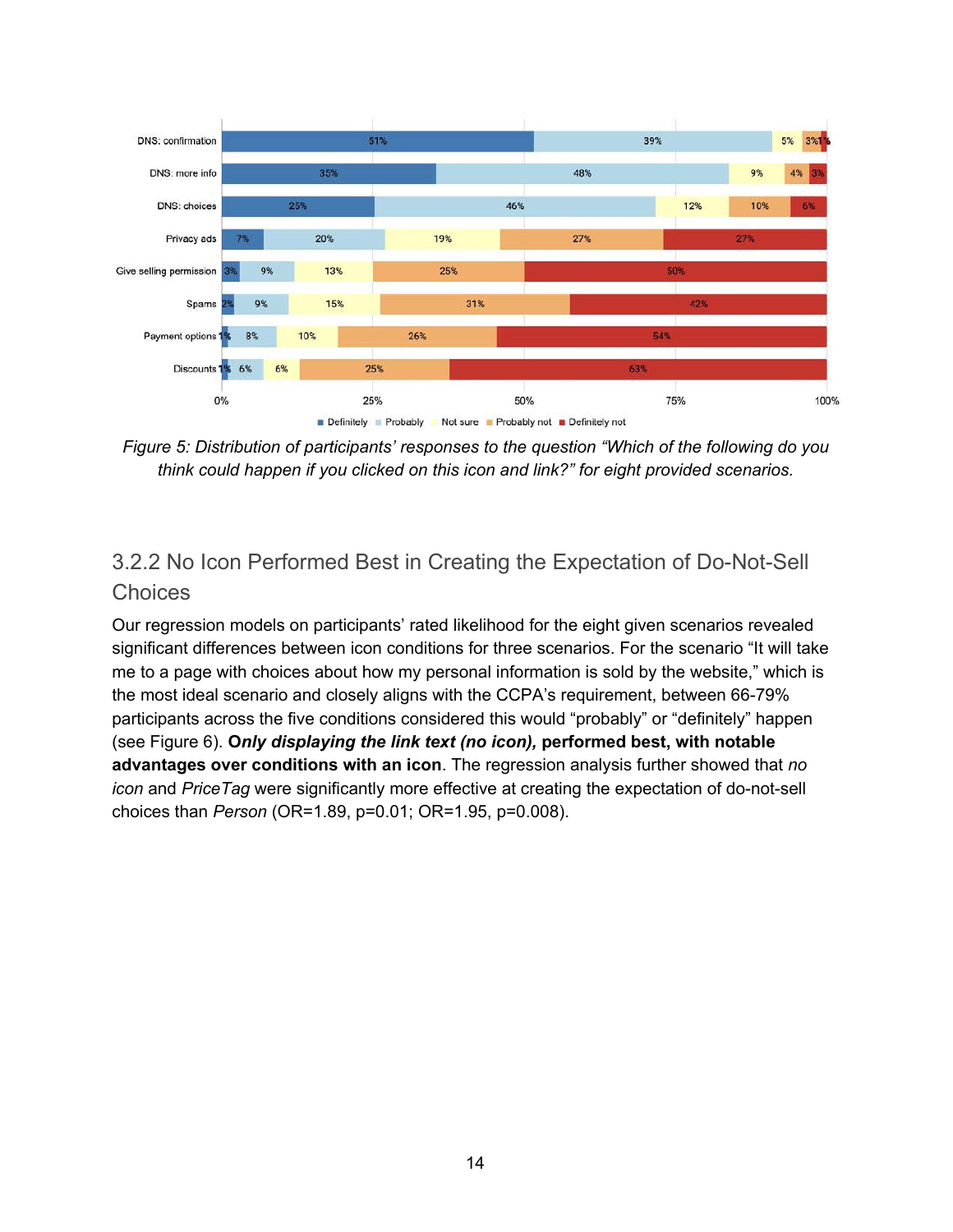Figure 5: Distribution of participants' responses to the question "Which of the following do you think could happen if you clicked on this icon and link?" for eight provided scenarios.

### 3.2.2 No Icon Performed Best in Creating the Expectation of Do-Not-Sell Choices

Our regression models on participants' rated likelihood for the eight given scenarios revealed significant differences between icon conditions for three scenarios. For the scenario "It will take me to a page with choices about how my personal information is sold by the website," which is the most ideal scenario and closely aligns with the CCPA's requirement, between 66-79% participants across the five conditions considered this would "probably" or "definitely" happen (see Figure 6). **Only displaying the link text *(no icon)*, performed best, with notable advantages over conditions with an icon**. The regression analysis further showed that *no icon* and *PriceTag* were significantly more effective at creating the expectation of do-not-sell choices than *Person* (OR=1.89, $p=0.01$; OR=1.95, $p=0.008$).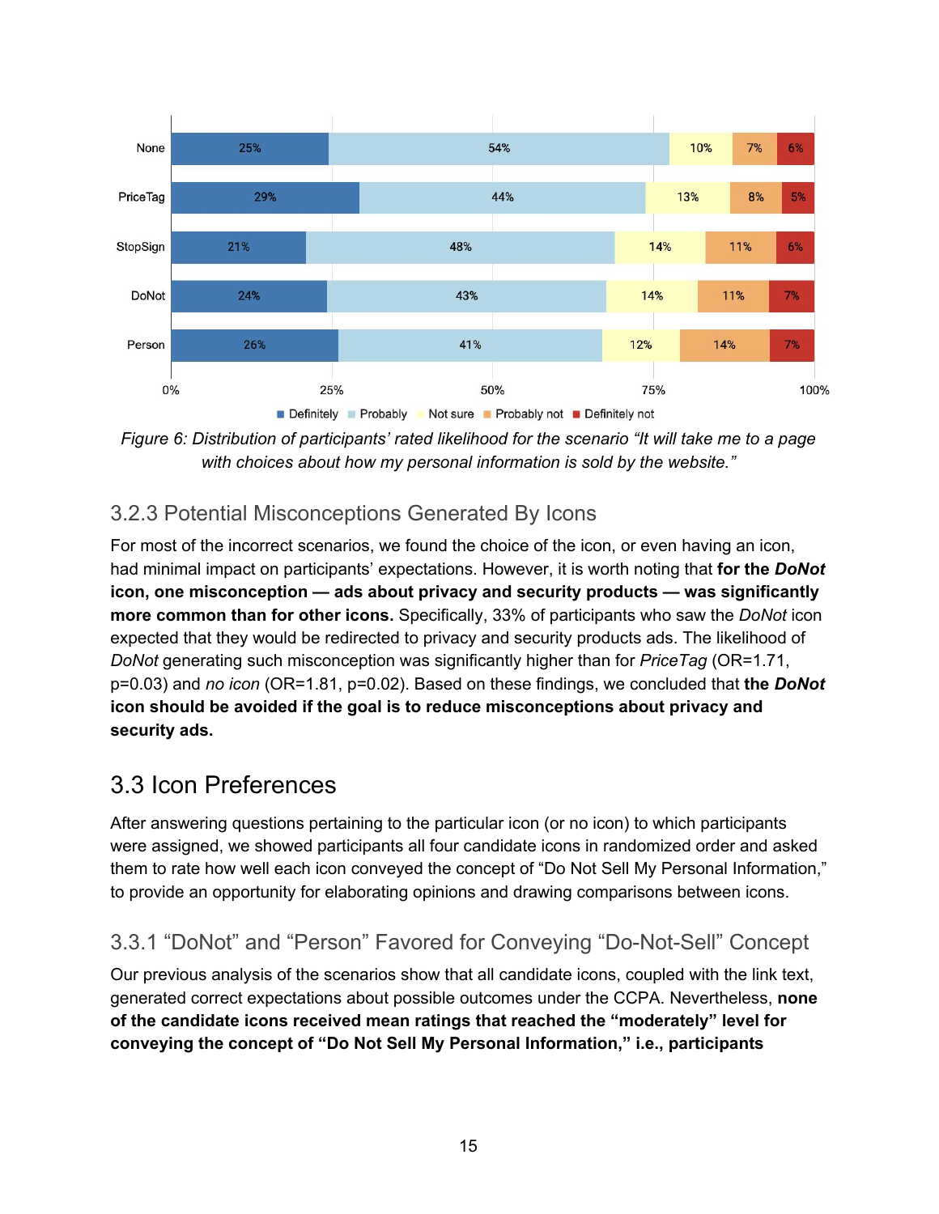| | Definitely | Probably | Not sure | Probably not | Definitely not |
|---|---|---|---|---|---|
| None | 25% | 54% | 10% | 7% | 6% |
| PriceTag | 29% | 44% | 13% | 8% | 5% |
| StopSign | 21% | 48% | 14% | 11% | 6% |
| DoNot | 24% | 43% | 14% | 11% | 7% |
| Person | 26% | 41% | 12% | 14% | 7% |

*Figure 6: Distribution of participants' rated likelihood for the scenario "It will take me to a page with choices about how my personal information is sold by the website."*

### 3.2.3 Potential Misconceptions Generated By Icons

For most of the incorrect scenarios, we found the choice of the icon, or even having an icon, had minimal impact on participants' expectations. However, it is worth noting that **for the *DoNot* icon, one misconception — ads about privacy and security products — was significantly more common than for other icons.** Specifically, 33% of participants who saw the *DoNot* icon expected that they would be redirected to privacy and security products ads. The likelihood of *DoNot* generating such misconception was significantly higher than for *PriceTag* (OR=1.71, p=0.03) and *no icon* (OR=1.81, p=0.02). Based on these findings, we concluded that **the *DoNot* icon should be avoided if the goal is to reduce misconceptions about privacy and security ads.**

## 3.3 Icon Preferences

After answering questions pertaining to the particular icon (or no icon) to which participants were assigned, we showed participants all four candidate icons in randomized order and asked them to rate how well each icon conveyed the concept of "Do Not Sell My Personal Information," to provide an opportunity for elaborating opinions and drawing comparisons between icons.

### 3.3.1 "DoNot" and "Person" Favored for Conveying "Do-Not-Sell" Concept

Our previous analysis of the scenarios show that all candidate icons, coupled with the link text, generated correct expectations about possible outcomes under the CCPA. Nevertheless, **none of the candidate icons received mean ratings that reached the "moderately" level for conveying the concept of "Do Not Sell My Personal Information," i.e., participants**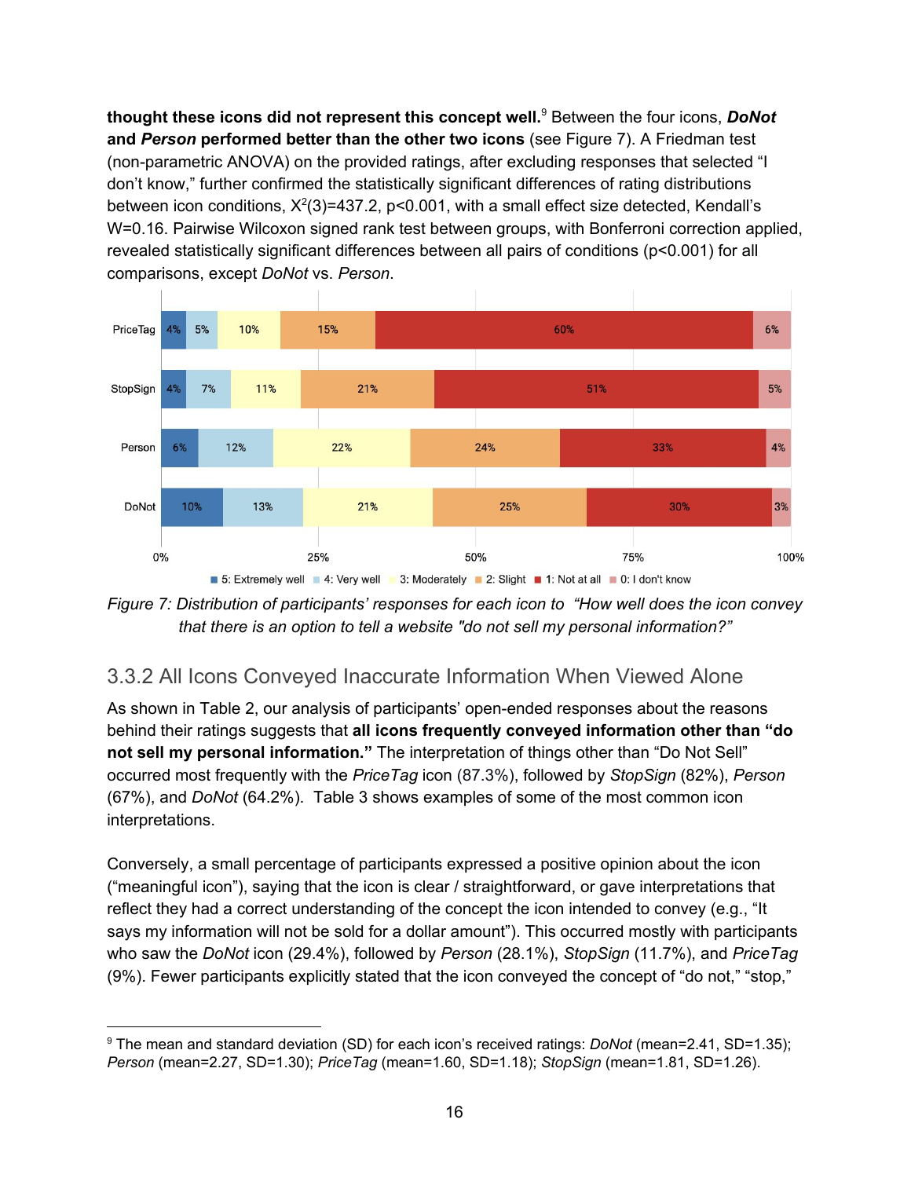**thought these icons did not represent this concept well.**[9] Between the four icons, ***DoNot*** **and *Person* performed better than the other two icons** (see Figure 7). A Friedman test (non-parametric ANOVA) on the provided ratings, after excluding responses that selected "I don't know," further confirmed the statistically significant differences of rating distributions between icon conditions, $X^2(3)=437.2$, $p<0.001$, with a small effect size detected, Kendall's $W=0.16$. Pairwise Wilcoxon signed rank test between groups, with Bonferroni correction applied, revealed statistically significant differences between all pairs of conditions ($p<0.001$) for all comparisons, except *DoNot* vs. *Person*.

| | 5: Extremely well | 4: Very well | 3: Moderately | 2: Slight | 1: Not at all | 0: I don't know |
|---|---|---|---|---|---|---|
| PriceTag | 4% | 5% | 10% | 15% | 60% | 6% |
| StopSign | 4% | 7% | 11% | 21% | 51% | 5% |
| Person | 6% | 12% | 22% | 24% | 33% | 4% |
| DoNot | 10% | 13% | 21% | 25% | 30% | 3% |

*Figure 7: Distribution of participants' responses for each icon to "How well does the icon convey that there is an option to tell a website "do not sell my personal information?"*

## 3.3.2 All Icons Conveyed Inaccurate Information When Viewed Alone

As shown in Table 2, our analysis of participants' open-ended responses about the reasons behind their ratings suggests that **all icons frequently conveyed information other than "do not sell my personal information."** The interpretation of things other than "Do Not Sell" occurred most frequently with the *PriceTag* icon (87.3%), followed by *StopSign* (82%), *Person* (67%), and *DoNot* (64.2%). Table 3 shows examples of some of the most common icon interpretations.

Conversely, a small percentage of participants expressed a positive opinion about the icon ("meaningful icon"), saying that the icon is clear / straightforward, or gave interpretations that reflect they had a correct understanding of the concept the icon intended to convey (e.g., "It says my information will not be sold for a dollar amount"). This occurred mostly with participants who saw the *DoNot* icon (29.4%), followed by *Person* (28.1%), *StopSign* (11.7%), and *PriceTag* (9%). Fewer participants explicitly stated that the icon conveyed the concept of "do not," "stop,"

[9] The mean and standard deviation (SD) for each icon's received ratings: *DoNot* (mean=2.41, SD=1.35); *Person* (mean=2.27, SD=1.30); *PriceTag* (mean=1.60, SD=1.18); *StopSign* (mean=1.81, SD=1.26).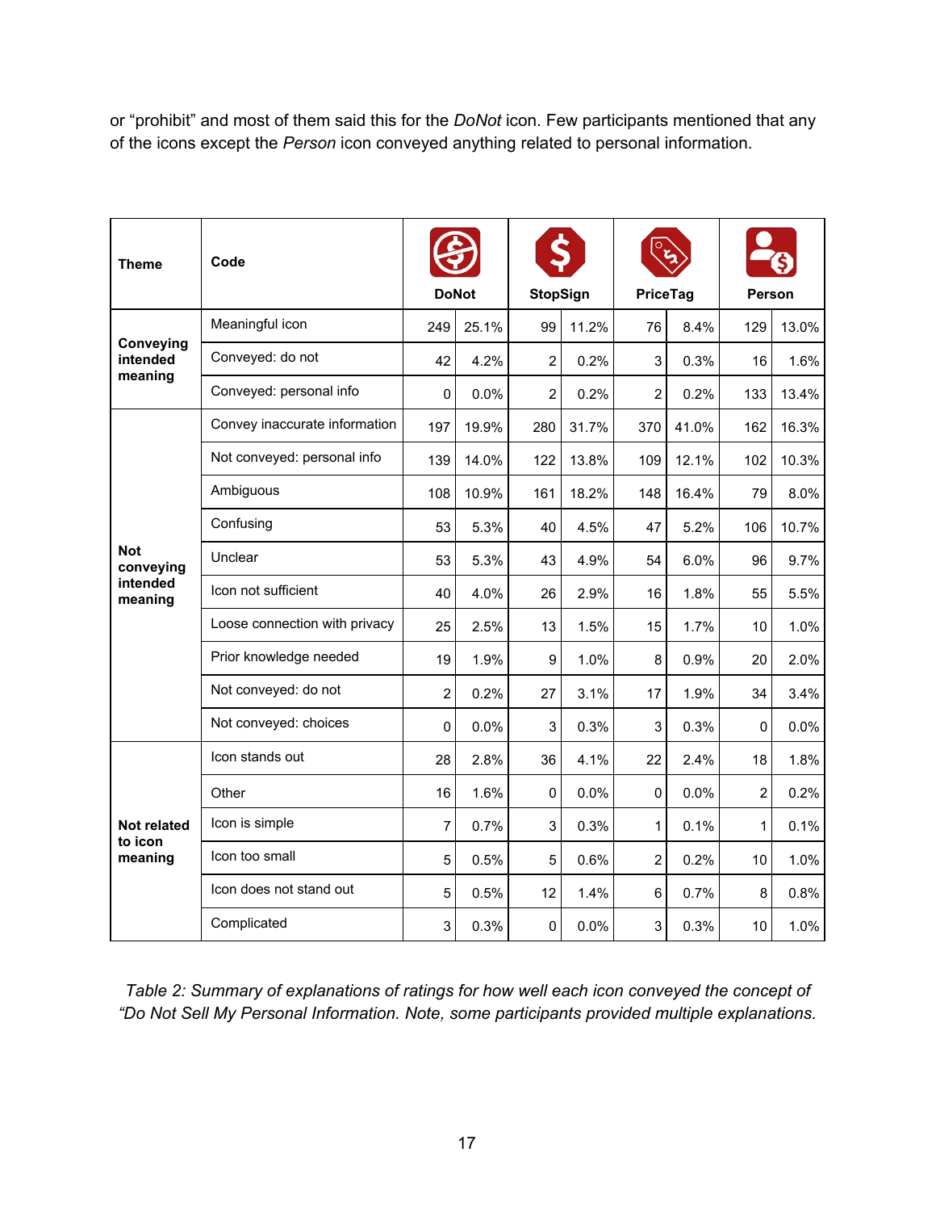or “prohibit” and most of them said this for the *DoNot* icon. Few participants mentioned that any of the icons except the *Person* icon conveyed anything related to personal information.

| Theme | Code | DoNot | | StopSign | | PriceTag | | Person | |
|---|---|---|---|---|---|---|---|---|---|
| Conveying intended meaning | Meaningful icon | 249 | 25.1% | 99 | 11.2% | 76 | 8.4% | 129 | 13.0% |
| | Conveyed: do not | 42 | 4.2% | 2 | 0.2% | 3 | 0.3% | 16 | 1.6% |
| | Conveyed: personal info | 0 | 0.0% | 2 | 0.2% | 2 | 0.2% | 133 | 13.4% |
| Not conveying intended meaning | Convey inaccurate information | 197 | 19.9% | 280 | 31.7% | 370 | 41.0% | 162 | 16.3% |
| | Not conveyed: personal info | 139 | 14.0% | 122 | 13.8% | 109 | 12.1% | 102 | 10.3% |
| | Ambiguous | 108 | 10.9% | 161 | 18.2% | 148 | 16.4% | 79 | 8.0% |
| | Confusing | 53 | 5.3% | 40 | 4.5% | 47 | 5.2% | 106 | 10.7% |
| | Unclear | 53 | 5.3% | 43 | 4.9% | 54 | 6.0% | 96 | 9.7% |
| | Icon not sufficient | 40 | 4.0% | 26 | 2.9% | 16 | 1.8% | 55 | 5.5% |
| | Loose connection with privacy | 25 | 2.5% | 13 | 1.5% | 15 | 1.7% | 10 | 1.0% |
| | Prior knowledge needed | 19 | 1.9% | 9 | 1.0% | 8 | 0.9% | 20 | 2.0% |
| | Not conveyed: do not | 2 | 0.2% | 27 | 3.1% | 17 | 1.9% | 34 | 3.4% |
| | Not conveyed: choices | 0 | 0.0% | 3 | 0.3% | 3 | 0.3% | 0 | 0.0% |
| Not related to icon meaning | Icon stands out | 28 | 2.8% | 36 | 4.1% | 22 | 2.4% | 18 | 1.8% |
| | Other | 16 | 1.6% | 0 | 0.0% | 0 | 0.0% | 2 | 0.2% |
| | Icon is simple | 7 | 0.7% | 3 | 0.3% | 1 | 0.1% | 1 | 0.1% |
| | Icon too small | 5 | 0.5% | 5 | 0.6% | 2 | 0.2% | 10 | 1.0% |
| | Icon does not stand out | 5 | 0.5% | 12 | 1.4% | 6 | 0.7% | 8 | 0.8% |
| | Complicated | 3 | 0.3% | 0 | 0.0% | 3 | 0.3% | 10 | 1.0% |

*Table 2: Summary of explanations of ratings for how well each icon conveyed the concept of “Do Not Sell My Personal Information. Note, some participants provided multiple explanations.*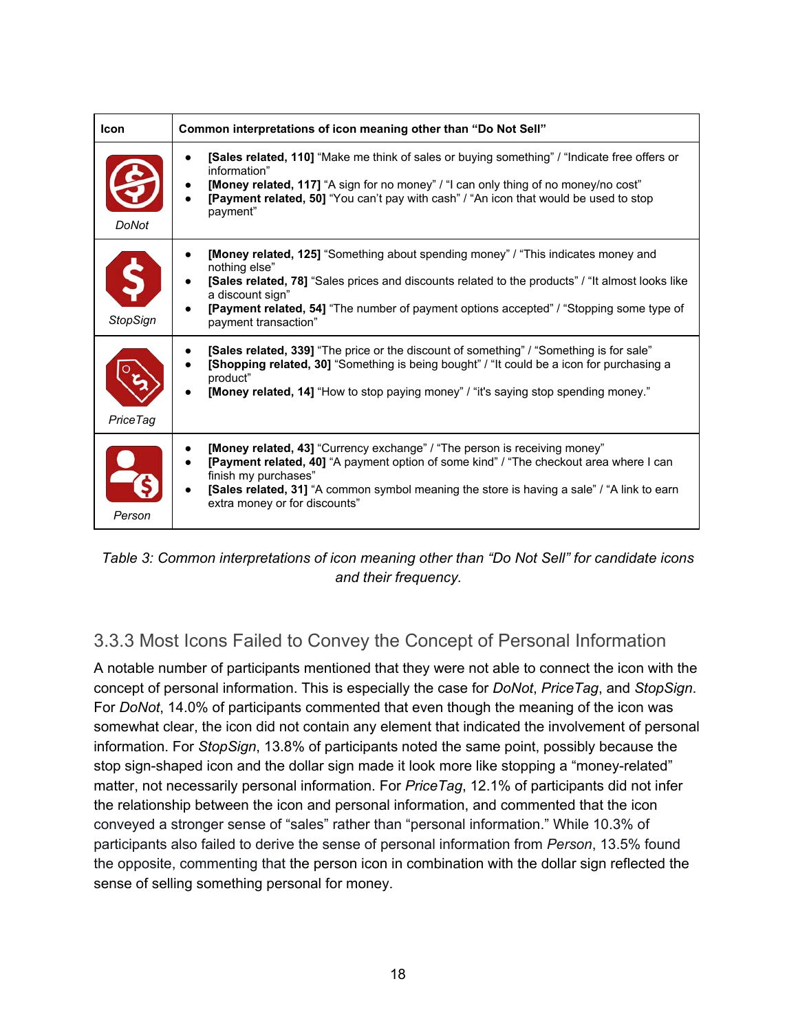| Icon | Common interpretations of icon meaning other than "Do Not Sell" |
|---|---|
| *DoNot* | • **[Sales related, 110]** "Make me think of sales or buying something" / "Indicate free offers or information"<br>• **[Money related, 117]** "A sign for no money" / "I can only thing of no money/no cost"<br>• **[Payment related, 50]** "You can't pay with cash" / "An icon that would be used to stop payment" |
| *StopSign* | • **[Money related, 125]** "Something about spending money" / "This indicates money and nothing else"<br>• **[Sales related, 78]** "Sales prices and discounts related to the products" / "It almost looks like a discount sign"<br>• **[Payment related, 54]** "The number of payment options accepted" / "Stopping some type of payment transaction" |
| *PriceTag* | • **[Sales related, 339]** "The price or the discount of something" / "Something is for sale"<br>• **[Shopping related, 30]** "Something is being bought" / "It could be a icon for purchasing a product"<br>• **[Money related, 14]** "How to stop paying money" / "it's saying stop spending money." |
| *Person* | • **[Money related, 43]** "Currency exchange" / "The person is receiving money"<br>• **[Payment related, 40]** "A payment option of some kind" / "The checkout area where I can finish my purchases"<br>• **[Sales related, 31]** "A common symbol meaning the store is having a sale" / "A link to earn extra money or for discounts" |

*Table 3: Common interpretations of icon meaning other than "Do Not Sell" for candidate icons and their frequency.*

### 3.3.3 Most Icons Failed to Convey the Concept of Personal Information

A notable number of participants mentioned that they were not able to connect the icon with the concept of personal information. This is especially the case for *DoNot*, *PriceTag*, and *StopSign*. For *DoNot*, 14.0% of participants commented that even though the meaning of the icon was somewhat clear, the icon did not contain any element that indicated the involvement of personal information. For *StopSign*, 13.8% of participants noted the same point, possibly because the stop sign-shaped icon and the dollar sign made it look more like stopping a "money-related" matter, not necessarily personal information. For *PriceTag*, 12.1% of participants did not infer the relationship between the icon and personal information, and commented that the icon conveyed a stronger sense of "sales" rather than "personal information." While 10.3% of participants also failed to derive the sense of personal information from *Person*, 13.5% found the opposite, commenting that the person icon in combination with the dollar sign reflected the sense of selling something personal for money.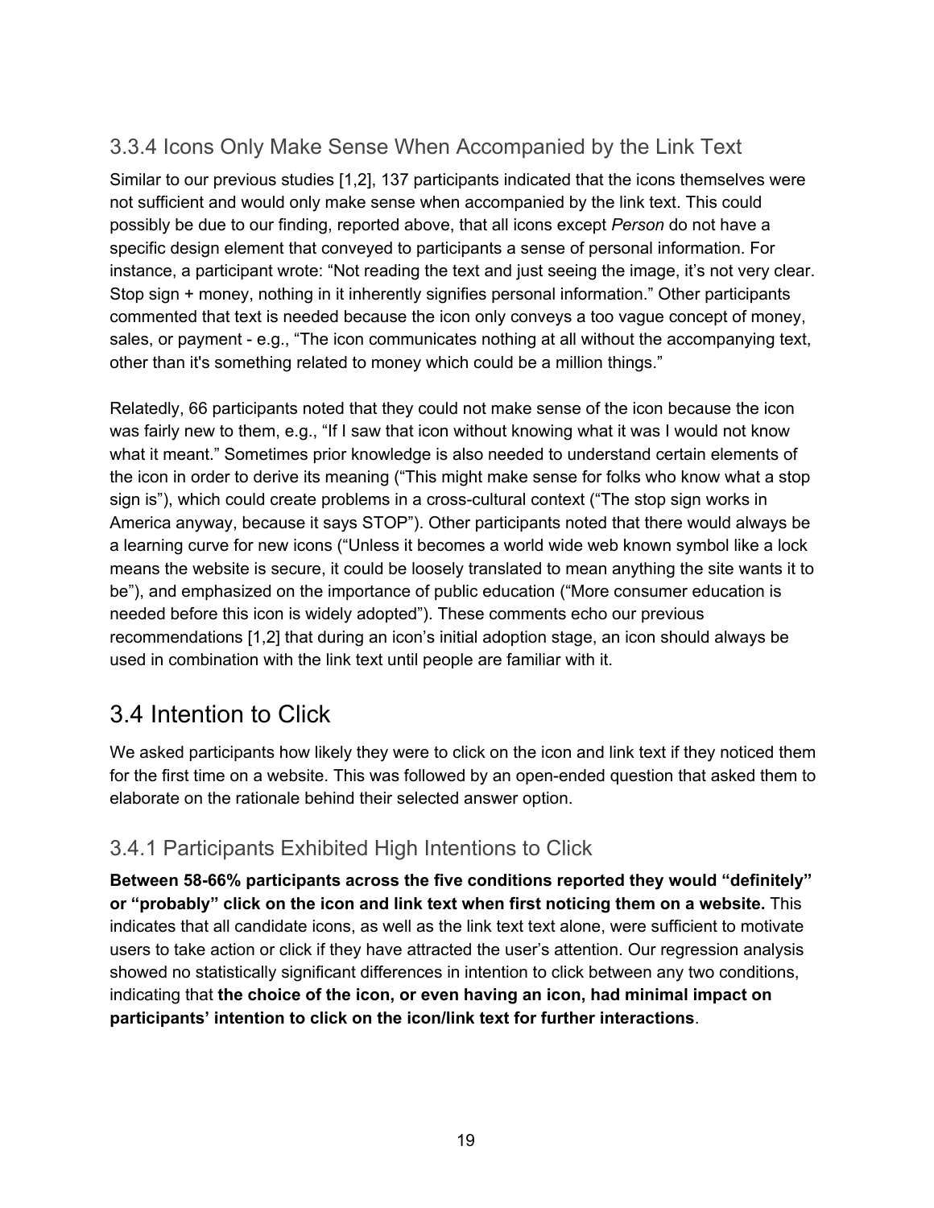### 3.3.4 Icons Only Make Sense When Accompanied by the Link Text

Similar to our previous studies [1,2], 137 participants indicated that the icons themselves were not sufficient and would only make sense when accompanied by the link text. This could possibly be due to our finding, reported above, that all icons except *Person* do not have a specific design element that conveyed to participants a sense of personal information. For instance, a participant wrote: “Not reading the text and just seeing the image, it’s not very clear. Stop sign + money, nothing in it inherently signifies personal information.” Other participants commented that text is needed because the icon only conveys a too vague concept of money, sales, or payment - e.g., “The icon communicates nothing at all without the accompanying text, other than it's something related to money which could be a million things.”

Relatedly, 66 participants noted that they could not make sense of the icon because the icon was fairly new to them, e.g., “If I saw that icon without knowing what it was I would not know what it meant.” Sometimes prior knowledge is also needed to understand certain elements of the icon in order to derive its meaning (“This might make sense for folks who know what a stop sign is”), which could create problems in a cross-cultural context (“The stop sign works in America anyway, because it says STOP”). Other participants noted that there would always be a learning curve for new icons (“Unless it becomes a world wide web known symbol like a lock means the website is secure, it could be loosely translated to mean anything the site wants it to be”), and emphasized on the importance of public education (“More consumer education is needed before this icon is widely adopted”). These comments echo our previous recommendations [1,2] that during an icon’s initial adoption stage, an icon should always be used in combination with the link text until people are familiar with it.

## 3.4 Intention to Click

We asked participants how likely they were to click on the icon and link text if they noticed them for the first time on a website. This was followed by an open-ended question that asked them to elaborate on the rationale behind their selected answer option.

### 3.4.1 Participants Exhibited High Intentions to Click

**Between 58-66% participants across the five conditions reported they would “definitely” or “probably” click on the icon and link text when first noticing them on a website.** This indicates that all candidate icons, as well as the link text text alone, were sufficient to motivate users to take action or click if they have attracted the user’s attention. Our regression analysis showed no statistically significant differences in intention to click between any two conditions, indicating that **the choice of the icon, or even having an icon, had minimal impact on participants’ intention to click on the icon/link text for further interactions**.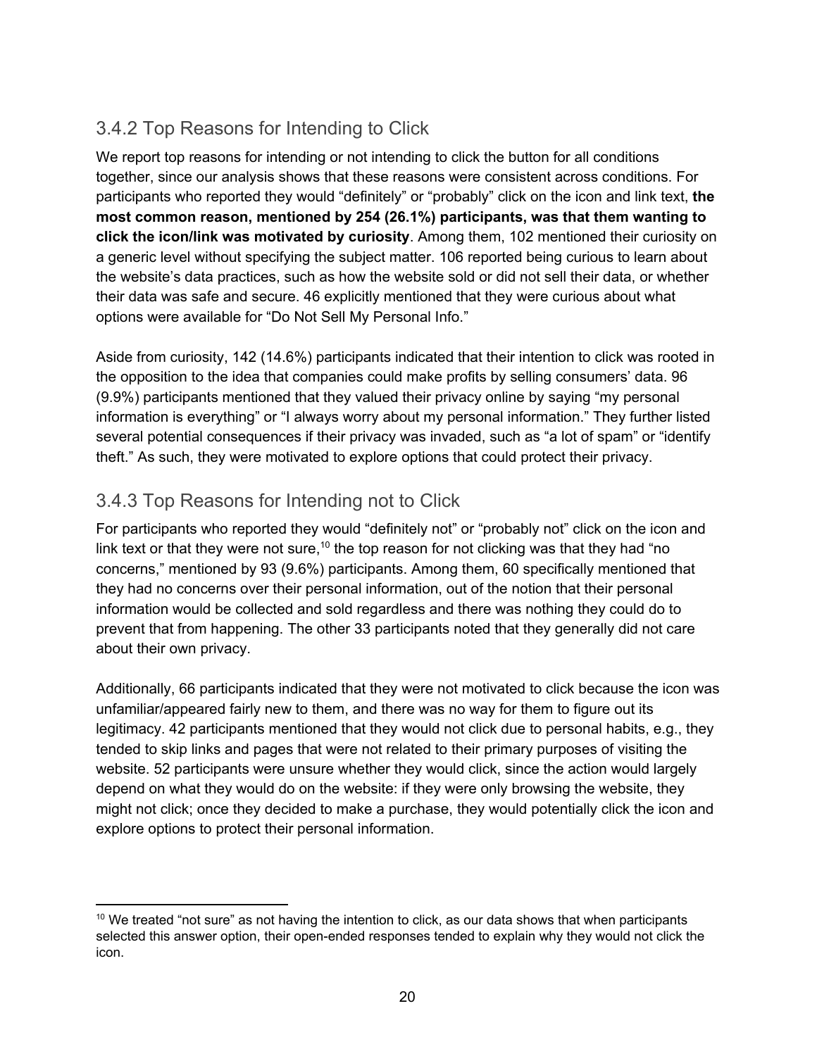### 3.4.2 Top Reasons for Intending to Click

We report top reasons for intending or not intending to click the button for all conditions together, since our analysis shows that these reasons were consistent across conditions. For participants who reported they would "definitely" or "probably" click on the icon and link text, **the most common reason, mentioned by 254 (26.1%) participants, was that them wanting to click the icon/link was motivated by curiosity**. Among them, 102 mentioned their curiosity on a generic level without specifying the subject matter. 106 reported being curious to learn about the website's data practices, such as how the website sold or did not sell their data, or whether their data was safe and secure. 46 explicitly mentioned that they were curious about what options were available for "Do Not Sell My Personal Info."

Aside from curiosity, 142 (14.6%) participants indicated that their intention to click was rooted in the opposition to the idea that companies could make profits by selling consumers' data. 96 (9.9%) participants mentioned that they valued their privacy online by saying "my personal information is everything" or "I always worry about my personal information." They further listed several potential consequences if their privacy was invaded, such as "a lot of spam" or "identify theft." As such, they were motivated to explore options that could protect their privacy.

### 3.4.3 Top Reasons for Intending not to Click

For participants who reported they would "definitely not" or "probably not" click on the icon and link text or that they were not sure,[10] the top reason for not clicking was that they had "no concerns," mentioned by 93 (9.6%) participants. Among them, 60 specifically mentioned that they had no concerns over their personal information, out of the notion that their personal information would be collected and sold regardless and there was nothing they could do to prevent that from happening. The other 33 participants noted that they generally did not care about their own privacy.

Additionally, 66 participants indicated that they were not motivated to click because the icon was unfamiliar/appeared fairly new to them, and there was no way for them to figure out its legitimacy. 42 participants mentioned that they would not click due to personal habits, e.g., they tended to skip links and pages that were not related to their primary purposes of visiting the website. 52 participants were unsure whether they would click, since the action would largely depend on what they would do on the website: if they were only browsing the website, they might not click; once they decided to make a purchase, they would potentially click the icon and explore options to protect their personal information.

[10] We treated "not sure" as not having the intention to click, as our data shows that when participants selected this answer option, their open-ended responses tended to explain why they would not click the icon.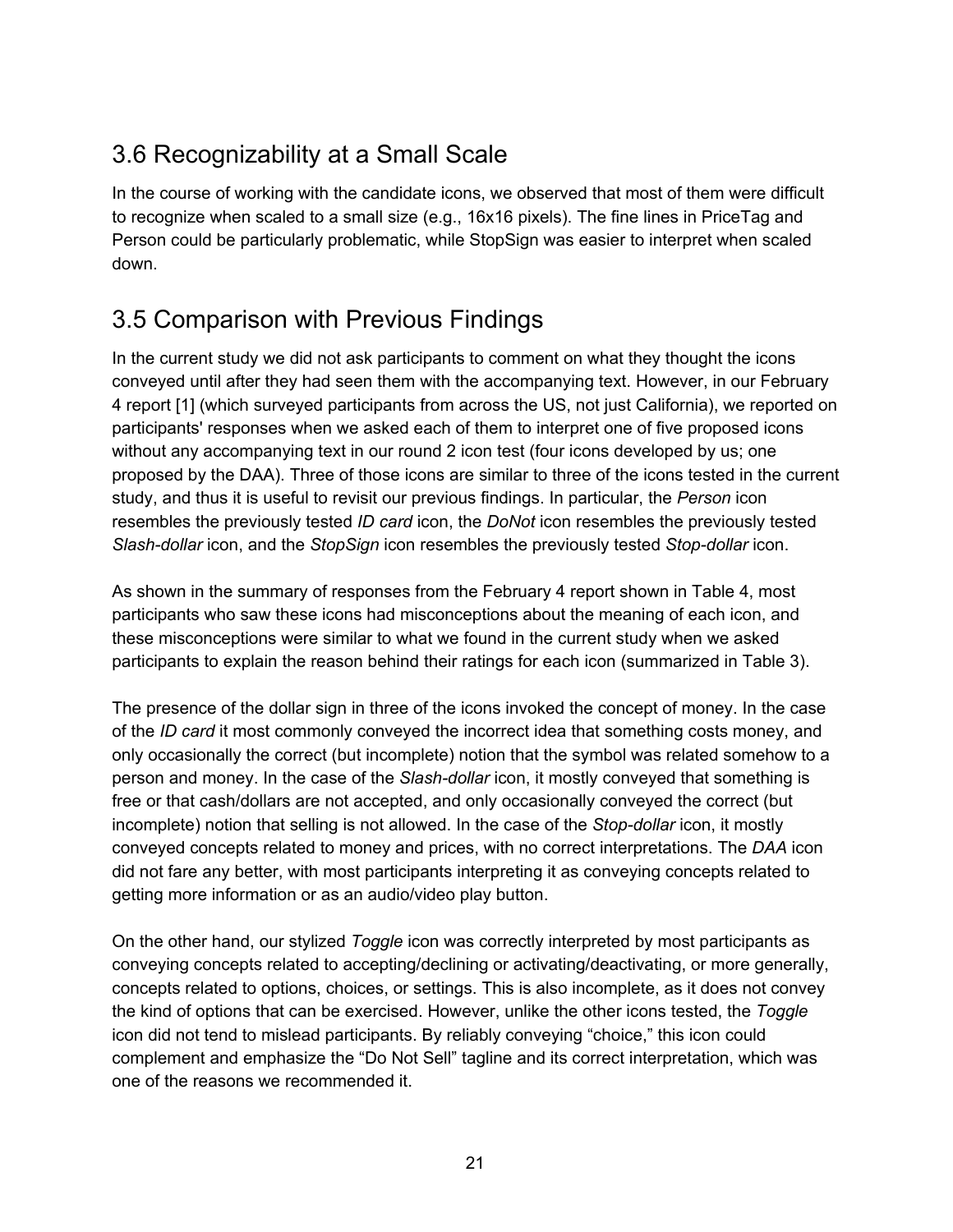## 3.6 Recognizability at a Small Scale

In the course of working with the candidate icons, we observed that most of them were difficult to recognize when scaled to a small size (e.g., 16x16 pixels). The fine lines in PriceTag and Person could be particularly problematic, while StopSign was easier to interpret when scaled down.

## 3.5 Comparison with Previous Findings

In the current study we did not ask participants to comment on what they thought the icons conveyed until after they had seen them with the accompanying text. However, in our February 4 report [1] (which surveyed participants from across the US, not just California), we reported on participants' responses when we asked each of them to interpret one of five proposed icons without any accompanying text in our round 2 icon test (four icons developed by us; one proposed by the DAA). Three of those icons are similar to three of the icons tested in the current study, and thus it is useful to revisit our previous findings. In particular, the *Person* icon resembles the previously tested *ID card* icon, the *DoNot* icon resembles the previously tested *Slash-dollar* icon, and the *StopSign* icon resembles the previously tested *Stop-dollar* icon.

As shown in the summary of responses from the February 4 report shown in Table 4, most participants who saw these icons had misconceptions about the meaning of each icon, and these misconceptions were similar to what we found in the current study when we asked participants to explain the reason behind their ratings for each icon (summarized in Table 3).

The presence of the dollar sign in three of the icons invoked the concept of money. In the case of the *ID card* it most commonly conveyed the incorrect idea that something costs money, and only occasionally the correct (but incomplete) notion that the symbol was related somehow to a person and money. In the case of the *Slash-dollar* icon, it mostly conveyed that something is free or that cash/dollars are not accepted, and only occasionally conveyed the correct (but incomplete) notion that selling is not allowed. In the case of the *Stop-dollar* icon, it mostly conveyed concepts related to money and prices, with no correct interpretations. The *DAA* icon did not fare any better, with most participants interpreting it as conveying concepts related to getting more information or as an audio/video play button.

On the other hand, our stylized *Toggle* icon was correctly interpreted by most participants as conveying concepts related to accepting/declining or activating/deactivating, or more generally, concepts related to options, choices, or settings. This is also incomplete, as it does not convey the kind of options that can be exercised. However, unlike the other icons tested, the *Toggle* icon did not tend to mislead participants. By reliably conveying "choice," this icon could complement and emphasize the "Do Not Sell" tagline and its correct interpretation, which was one of the reasons we recommended it.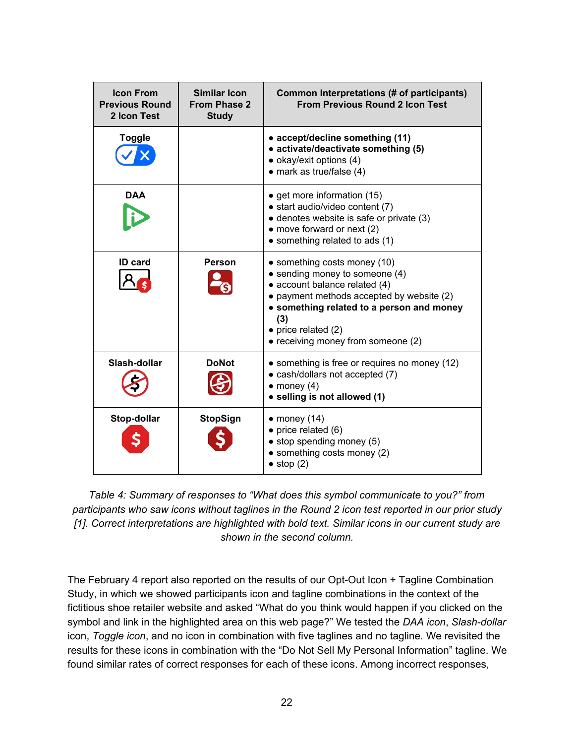| Icon From Previous Round 2 Icon Test | Similar Icon From Phase 2 Study | Common Interpretations (# of participants) From Previous Round 2 Icon Test |
|---|---|---|
| Toggle | | • **accept/decline something (11)**<br>• **activate/deactivate something (5)**<br>• okay/exit options (4)<br>• mark as true/false (4) |
| DAA | | • get more information (15)<br>• start audio/video content (7)<br>• denotes website is safe or private (3)<br>• move forward or next (2)<br>• something related to ads (1) |
| ID card | Person | • something costs money (10)<br>• sending money to someone (4)<br>• account balance related (4)<br>• payment methods accepted by website (2)<br>• **something related to a person and money (3)**<br>• price related (2)<br>• receiving money from someone (2) |
| Slash-dollar | DoNot | • something is free or requires no money (12)<br>• cash/dollars not accepted (7)<br>• money (4)<br>• **selling is not allowed (1)** |
| Stop-dollar | StopSign | • money (14)<br>• price related (6)<br>• stop spending money (5)<br>• something costs money (2)<br>• stop (2) |

*Table 4: Summary of responses to "What does this symbol communicate to you?" from participants who saw icons without taglines in the Round 2 icon test reported in our prior study [1]. Correct interpretations are highlighted with bold text. Similar icons in our current study are shown in the second column.*

The February 4 report also reported on the results of our Opt-Out Icon + Tagline Combination Study, in which we showed participants icon and tagline combinations in the context of the fictitious shoe retailer website and asked "What do you think would happen if you clicked on the symbol and link in the highlighted area on this web page?" We tested the *DAA icon*, *Slash-dollar* icon, *Toggle icon*, and no icon in combination with five taglines and no tagline. We revisited the results for these icons in combination with the "Do Not Sell My Personal Information" tagline. We found similar rates of correct responses for each of these icons. Among incorrect responses,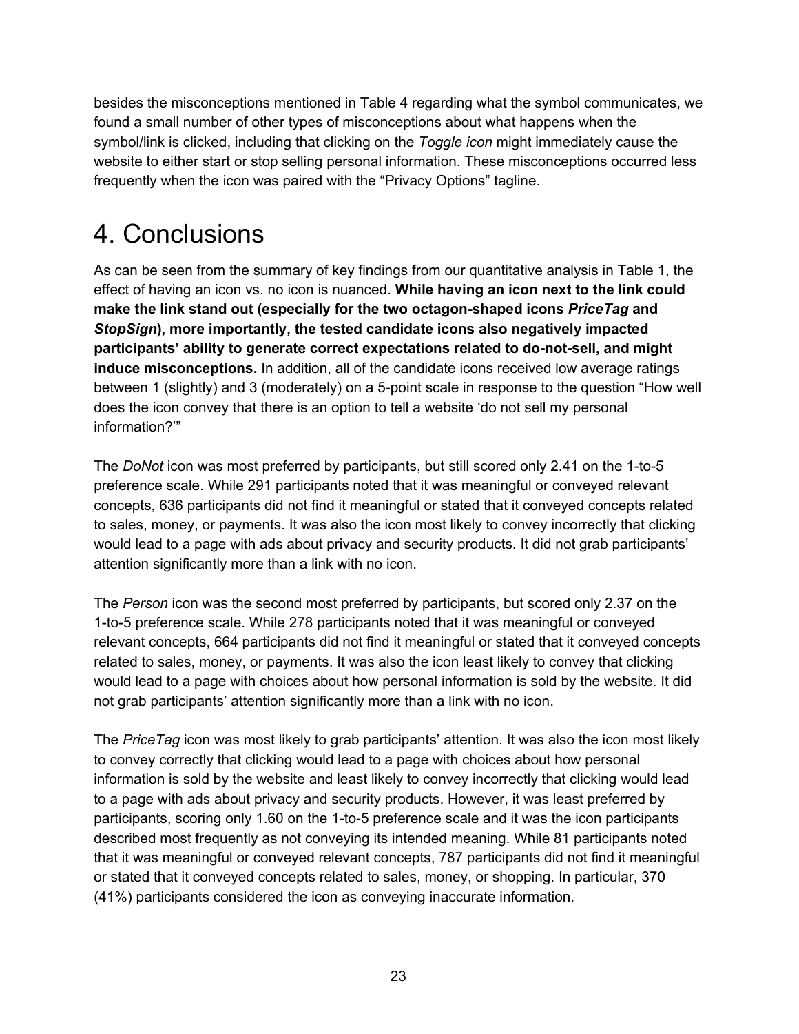besides the misconceptions mentioned in Table 4 regarding what the symbol communicates, we found a small number of other types of misconceptions about what happens when the symbol/link is clicked, including that clicking on the *Toggle icon* might immediately cause the website to either start or stop selling personal information. These misconceptions occurred less frequently when the icon was paired with the "Privacy Options" tagline.

# 4. Conclusions

As can be seen from the summary of key findings from our quantitative analysis in Table 1, the effect of having an icon vs. no icon is nuanced. **While having an icon next to the link could make the link stand out (especially for the two octagon-shaped icons *PriceTag* and *StopSign*), more importantly, the tested candidate icons also negatively impacted participants' ability to generate correct expectations related to do-not-sell, and might induce misconceptions.** In addition, all of the candidate icons received low average ratings between 1 (slightly) and 3 (moderately) on a 5-point scale in response to the question "How well does the icon convey that there is an option to tell a website 'do not sell my personal information?'"

The *DoNot* icon was most preferred by participants, but still scored only 2.41 on the 1-to-5 preference scale. While 291 participants noted that it was meaningful or conveyed relevant concepts, 636 participants did not find it meaningful or stated that it conveyed concepts related to sales, money, or payments. It was also the icon most likely to convey incorrectly that clicking would lead to a page with ads about privacy and security products. It did not grab participants' attention significantly more than a link with no icon.

The *Person* icon was the second most preferred by participants, but scored only 2.37 on the 1-to-5 preference scale. While 278 participants noted that it was meaningful or conveyed relevant concepts, 664 participants did not find it meaningful or stated that it conveyed concepts related to sales, money, or payments. It was also the icon least likely to convey that clicking would lead to a page with choices about how personal information is sold by the website. It did not grab participants' attention significantly more than a link with no icon.

The *PriceTag* icon was most likely to grab participants' attention. It was also the icon most likely to convey correctly that clicking would lead to a page with choices about how personal information is sold by the website and least likely to convey incorrectly that clicking would lead to a page with ads about privacy and security products. However, it was least preferred by participants, scoring only 1.60 on the 1-to-5 preference scale and it was the icon participants described most frequently as not conveying its intended meaning. While 81 participants noted that it was meaningful or conveyed relevant concepts, 787 participants did not find it meaningful or stated that it conveyed concepts related to sales, money, or shopping. In particular, 370 (41%) participants considered the icon as conveying inaccurate information.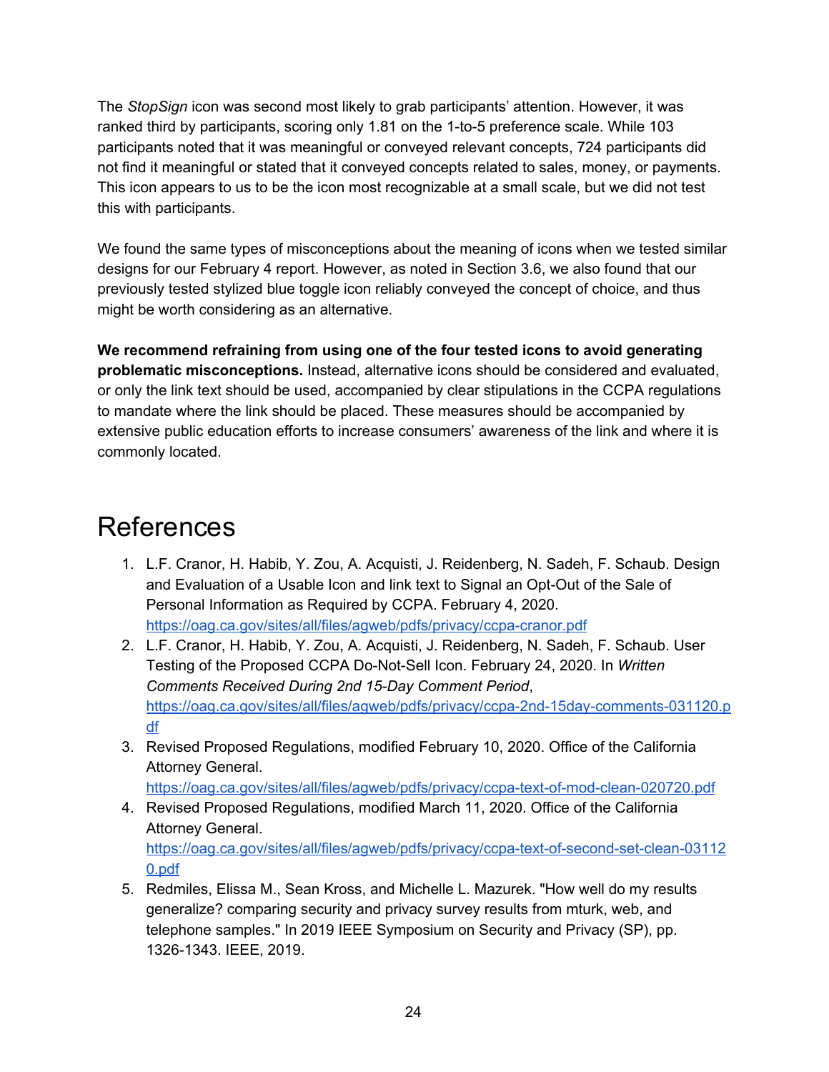The *StopSign* icon was second most likely to grab participants' attention. However, it was ranked third by participants, scoring only 1.81 on the 1-to-5 preference scale. While 103 participants noted that it was meaningful or conveyed relevant concepts, 724 participants did not find it meaningful or stated that it conveyed concepts related to sales, money, or payments. This icon appears to us to be the icon most recognizable at a small scale, but we did not test this with participants.

We found the same types of misconceptions about the meaning of icons when we tested similar designs for our February 4 report. However, as noted in Section 3.6, we also found that our previously tested stylized blue toggle icon reliably conveyed the concept of choice, and thus might be worth considering as an alternative.

**We recommend refraining from using one of the four tested icons to avoid generating problematic misconceptions.** Instead, alternative icons should be considered and evaluated, or only the link text should be used, accompanied by clear stipulations in the CCPA regulations to mandate where the link should be placed. These measures should be accompanied by extensive public education efforts to increase consumers' awareness of the link and where it is commonly located.

# References

1. L.F. Cranor, H. Habib, Y. Zou, A. Acquisti, J. Reidenberg, N. Sadeh, F. Schaub. Design and Evaluation of a Usable Icon and link text to Signal an Opt-Out of the Sale of Personal Information as Required by CCPA. February 4, 2020. https://oag.ca.gov/sites/all/files/agweb/pdfs/privacy/ccpa-cranor.pdf
2. L.F. Cranor, H. Habib, Y. Zou, A. Acquisti, J. Reidenberg, N. Sadeh, F. Schaub. User Testing of the Proposed CCPA Do-Not-Sell Icon. February 24, 2020. In *Written Comments Received During 2nd 15-Day Comment Period*, https://oag.ca.gov/sites/all/files/agweb/pdfs/privacy/ccpa-2nd-15day-comments-031120.pdf
3. Revised Proposed Regulations, modified February 10, 2020. Office of the California Attorney General. https://oag.ca.gov/sites/all/files/agweb/pdfs/privacy/ccpa-text-of-mod-clean-020720.pdf
4. Revised Proposed Regulations, modified March 11, 2020. Office of the California Attorney General. https://oag.ca.gov/sites/all/files/agweb/pdfs/privacy/ccpa-text-of-second-set-clean-031120.pdf
5. Redmiles, Elissa M., Sean Kross, and Michelle L. Mazurek. "How well do my results generalize? comparing security and privacy survey results from mturk, web, and telephone samples." In 2019 IEEE Symposium on Security and Privacy (SP), pp. 1326-1343. IEEE, 2019.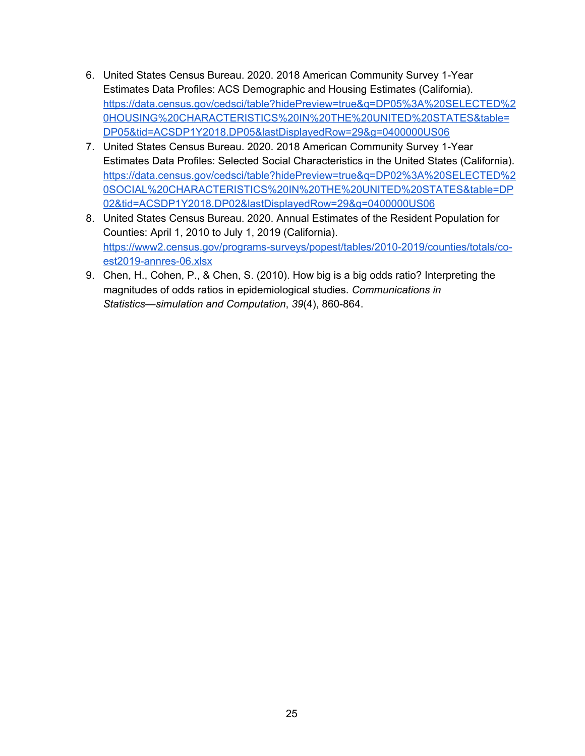6. United States Census Bureau. 2020. 2018 American Community Survey 1-Year Estimates Data Profiles: ACS Demographic and Housing Estimates (California). https://data.census.gov/cedsci/table?hidePreview=true&q=DP05%3A%20SELECTED%20HOUSING%20CHARACTERISTICS%20IN%20THE%20UNITED%20STATES&table=DP05&tid=ACSDP1Y2018.DP05&lastDisplayedRow=29&g=0400000US06
7. United States Census Bureau. 2020. 2018 American Community Survey 1-Year Estimates Data Profiles: Selected Social Characteristics in the United States (California). https://data.census.gov/cedsci/table?hidePreview=true&q=DP02%3A%20SELECTED%20SOCIAL%20CHARACTERISTICS%20IN%20THE%20UNITED%20STATES&table=DP02&tid=ACSDP1Y2018.DP02&lastDisplayedRow=29&g=0400000US06
8. United States Census Bureau. 2020. Annual Estimates of the Resident Population for Counties: April 1, 2010 to July 1, 2019 (California). https://www2.census.gov/programs-surveys/popest/tables/2010-2019/counties/totals/co-est2019-annres-06.xlsx
9. Chen, H., Cohen, P., & Chen, S. (2010). How big is a big odds ratio? Interpreting the magnitudes of odds ratios in epidemiological studies. *Communications in Statistics—simulation and Computation*, *39*(4), 860-864.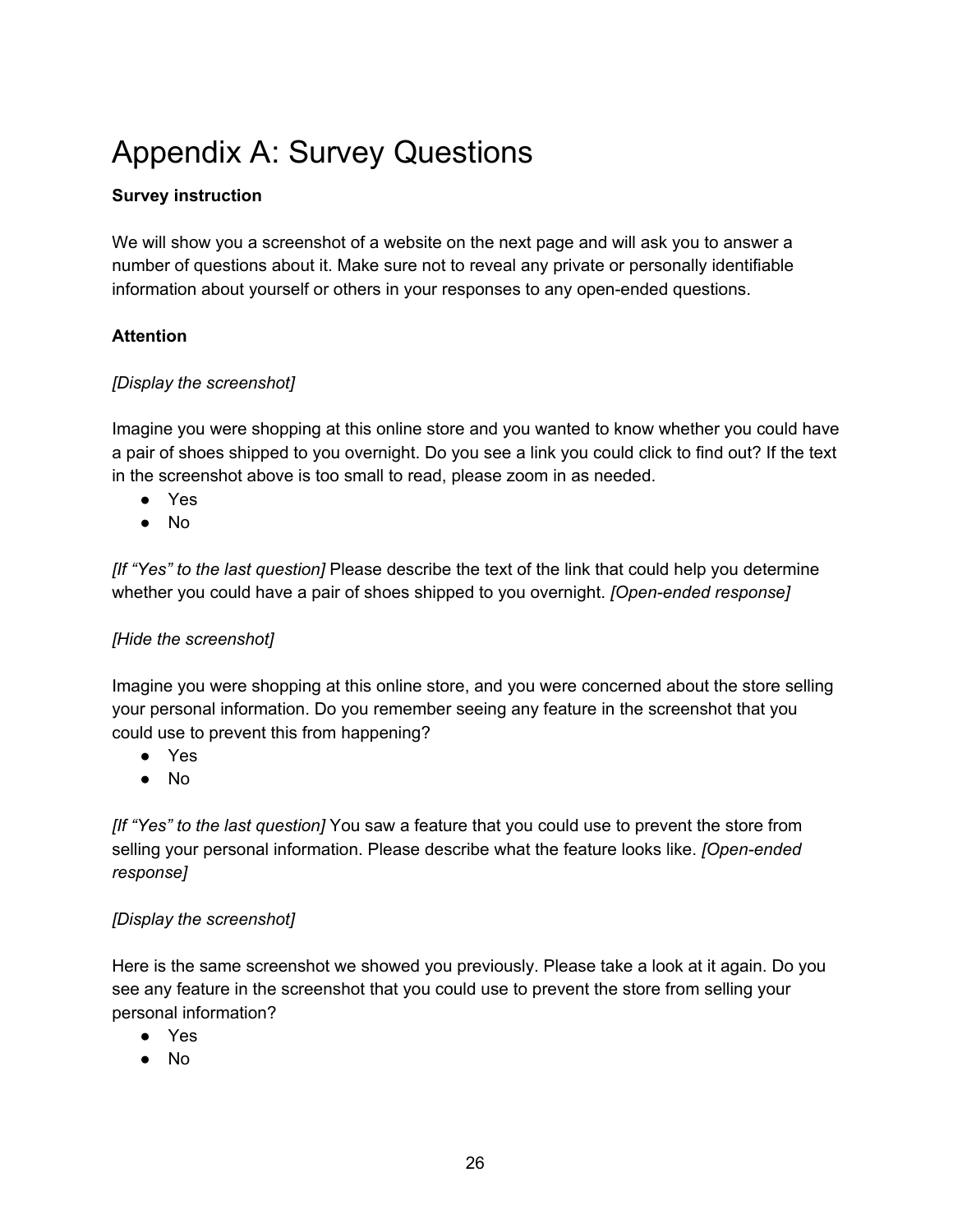# Appendix A: Survey Questions

**Survey instruction**

We will show you a screenshot of a website on the next page and will ask you to answer a number of questions about it. Make sure not to reveal any private or personally identifiable information about yourself or others in your responses to any open-ended questions.

**Attention**

*[Display the screenshot]*

Imagine you were shopping at this online store and you wanted to know whether you could have a pair of shoes shipped to you overnight. Do you see a link you could click to find out? If the text in the screenshot above is too small to read, please zoom in as needed.

- Yes
- No

*[If "Yes" to the last question]* Please describe the text of the link that could help you determine whether you could have a pair of shoes shipped to you overnight. *[Open-ended response]*

*[Hide the screenshot]*

Imagine you were shopping at this online store, and you were concerned about the store selling your personal information. Do you remember seeing any feature in the screenshot that you could use to prevent this from happening?

- Yes
- No

*[If "Yes" to the last question]* You saw a feature that you could use to prevent the store from selling your personal information. Please describe what the feature looks like. *[Open-ended response]*

*[Display the screenshot]*

Here is the same screenshot we showed you previously. Please take a look at it again. Do you see any feature in the screenshot that you could use to prevent the store from selling your personal information?

- Yes
- No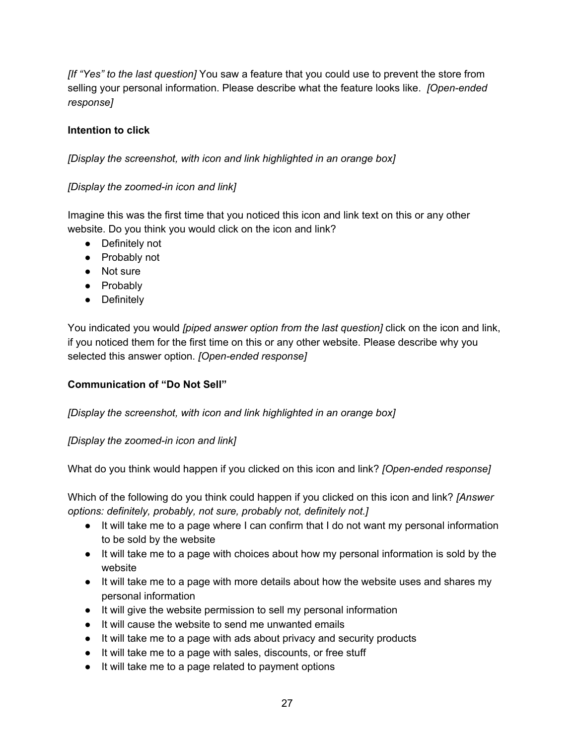*[If "Yes" to the last question]* You saw a feature that you could use to prevent the store from selling your personal information. Please describe what the feature looks like. *[Open-ended response]*

**Intention to click**

*[Display the screenshot, with icon and link highlighted in an orange box]*

*[Display the zoomed-in icon and link]*

Imagine this was the first time that you noticed this icon and link text on this or any other website. Do you think you would click on the icon and link?

- Definitely not
- Probably not
- Not sure
- Probably
- Definitely

You indicated you would *[piped answer option from the last question]* click on the icon and link, if you noticed them for the first time on this or any other website. Please describe why you selected this answer option. *[Open-ended response]*

**Communication of "Do Not Sell"**

*[Display the screenshot, with icon and link highlighted in an orange box]*

*[Display the zoomed-in icon and link]*

What do you think would happen if you clicked on this icon and link? *[Open-ended response]*

Which of the following do you think could happen if you clicked on this icon and link? *[Answer options: definitely, probably, not sure, probably not, definitely not.]*

- It will take me to a page where I can confirm that I do not want my personal information to be sold by the website
- It will take me to a page with choices about how my personal information is sold by the website
- It will take me to a page with more details about how the website uses and shares my personal information
- It will give the website permission to sell my personal information
- It will cause the website to send me unwanted emails
- It will take me to a page with ads about privacy and security products
- It will take me to a page with sales, discounts, or free stuff
- It will take me to a page related to payment options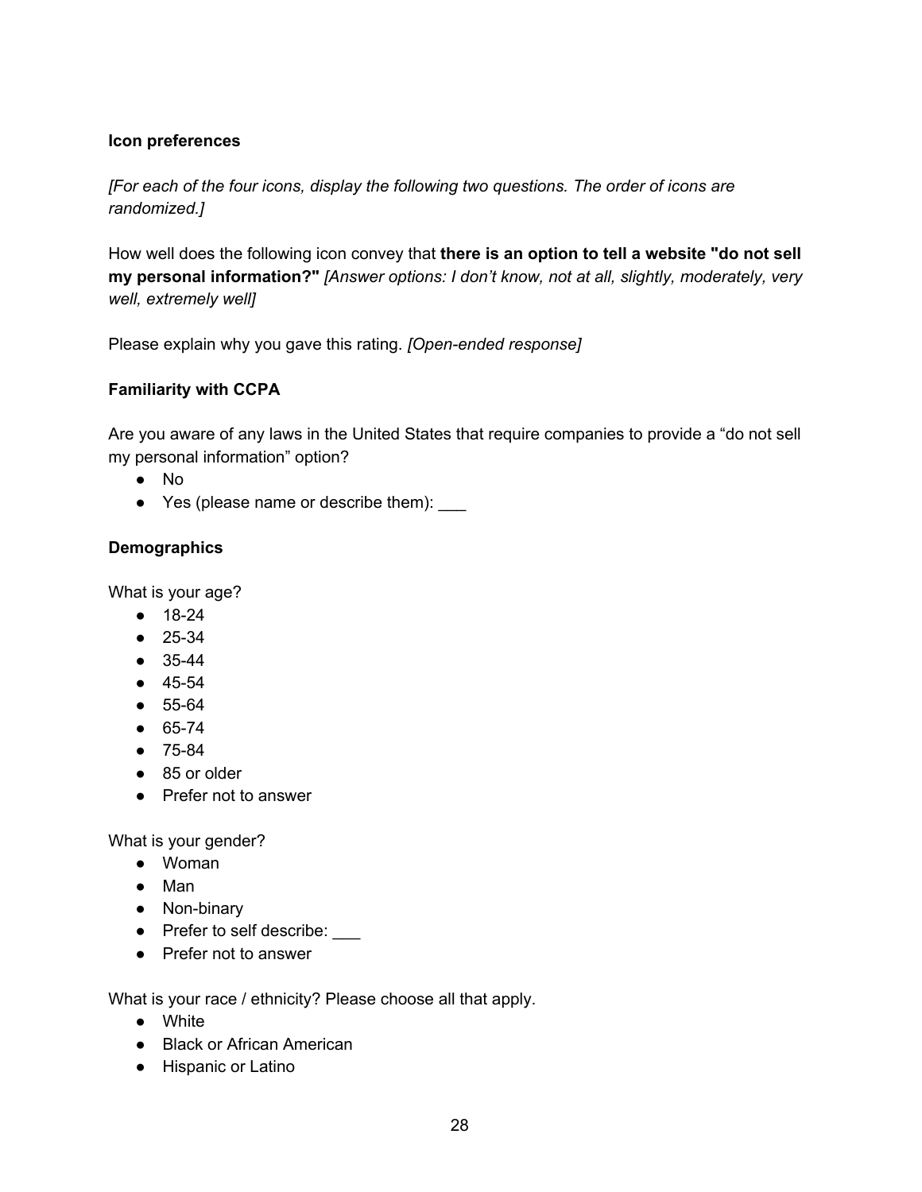**Icon preferences**

*[For each of the four icons, display the following two questions. The order of icons are randomized.]*

How well does the following icon convey that **there is an option to tell a website "do not sell my personal information?"** *[Answer options: I don't know, not at all, slightly, moderately, very well, extremely well]*

Please explain why you gave this rating. *[Open-ended response]*

**Familiarity with CCPA**

Are you aware of any laws in the United States that require companies to provide a "do not sell my personal information" option?

- No
- Yes (please name or describe them): ___

**Demographics**

What is your age?

- 18-24
- 25-34
- 35-44
- 45-54
- 55-64
- 65-74
- 75-84
- 85 or older
- Prefer not to answer

What is your gender?

- Woman
- Man
- Non-binary
- Prefer to self describe: ___
- Prefer not to answer

What is your race / ethnicity? Please choose all that apply.

- White
- Black or African American
- Hispanic or Latino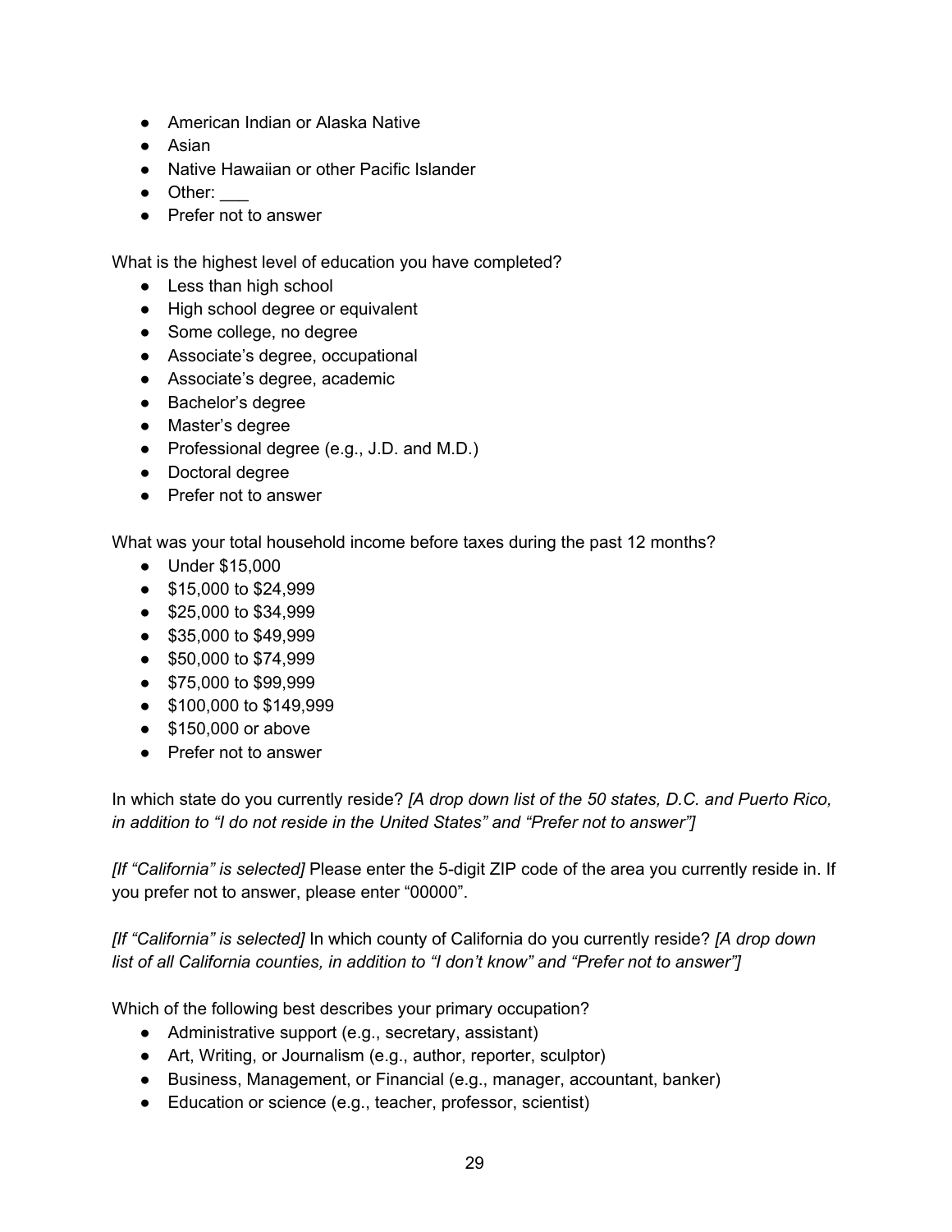- American Indian or Alaska Native
- Asian
- Native Hawaiian or other Pacific Islander
- Other: ___
- Prefer not to answer

What is the highest level of education you have completed?

- Less than high school
- High school degree or equivalent
- Some college, no degree
- Associate's degree, occupational
- Associate's degree, academic
- Bachelor's degree
- Master's degree
- Professional degree (e.g., J.D. and M.D.)
- Doctoral degree
- Prefer not to answer

What was your total household income before taxes during the past 12 months?

- Under $15,000
- $15,000 to $24,999
- $25,000 to $34,999
- $35,000 to $49,999
- $50,000 to $74,999
- $75,000 to $99,999
- $100,000 to $149,999
- $150,000 or above
- Prefer not to answer

In which state do you currently reside? *[A drop down list of the 50 states, D.C. and Puerto Rico, in addition to "I do not reside in the United States" and "Prefer not to answer"]*

*[If "California" is selected]* Please enter the 5-digit ZIP code of the area you currently reside in. If you prefer not to answer, please enter "00000".

*[If "California" is selected]* In which county of California do you currently reside? *[A drop down list of all California counties, in addition to "I don't know" and "Prefer not to answer"]*

Which of the following best describes your primary occupation?

- Administrative support (e.g., secretary, assistant)
- Art, Writing, or Journalism (e.g., author, reporter, sculptor)
- Business, Management, or Financial (e.g., manager, accountant, banker)
- Education or science (e.g., teacher, professor, scientist)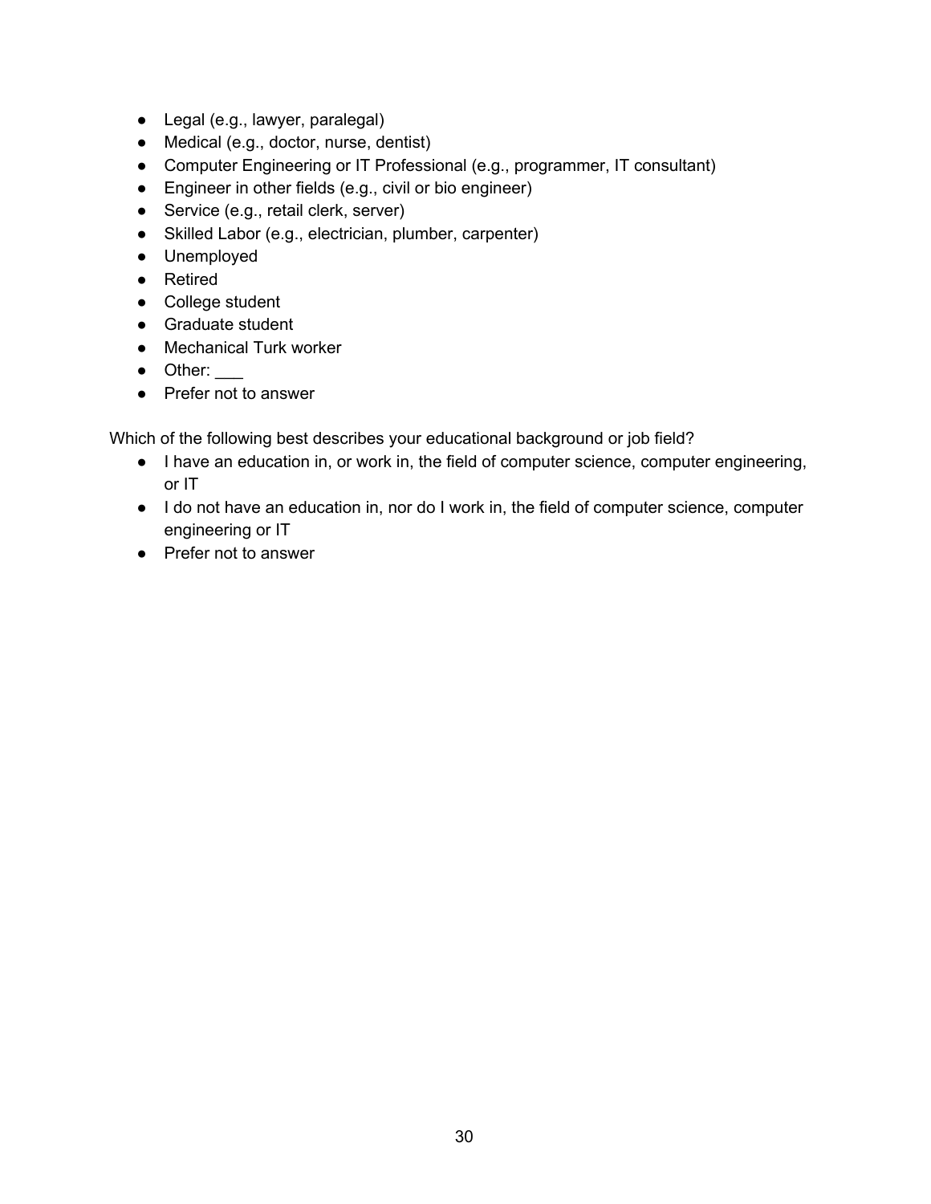- Legal (e.g., lawyer, paralegal)
- Medical (e.g., doctor, nurse, dentist)
- Computer Engineering or IT Professional (e.g., programmer, IT consultant)
- Engineer in other fields (e.g., civil or bio engineer)
- Service (e.g., retail clerk, server)
- Skilled Labor (e.g., electrician, plumber, carpenter)
- Unemployed
- Retired
- College student
- Graduate student
- Mechanical Turk worker
- Other: ___
- Prefer not to answer

Which of the following best describes your educational background or job field?

- I have an education in, or work in, the field of computer science, computer engineering, or IT
- I do not have an education in, nor do I work in, the field of computer science, computer engineering or IT
- Prefer not to answer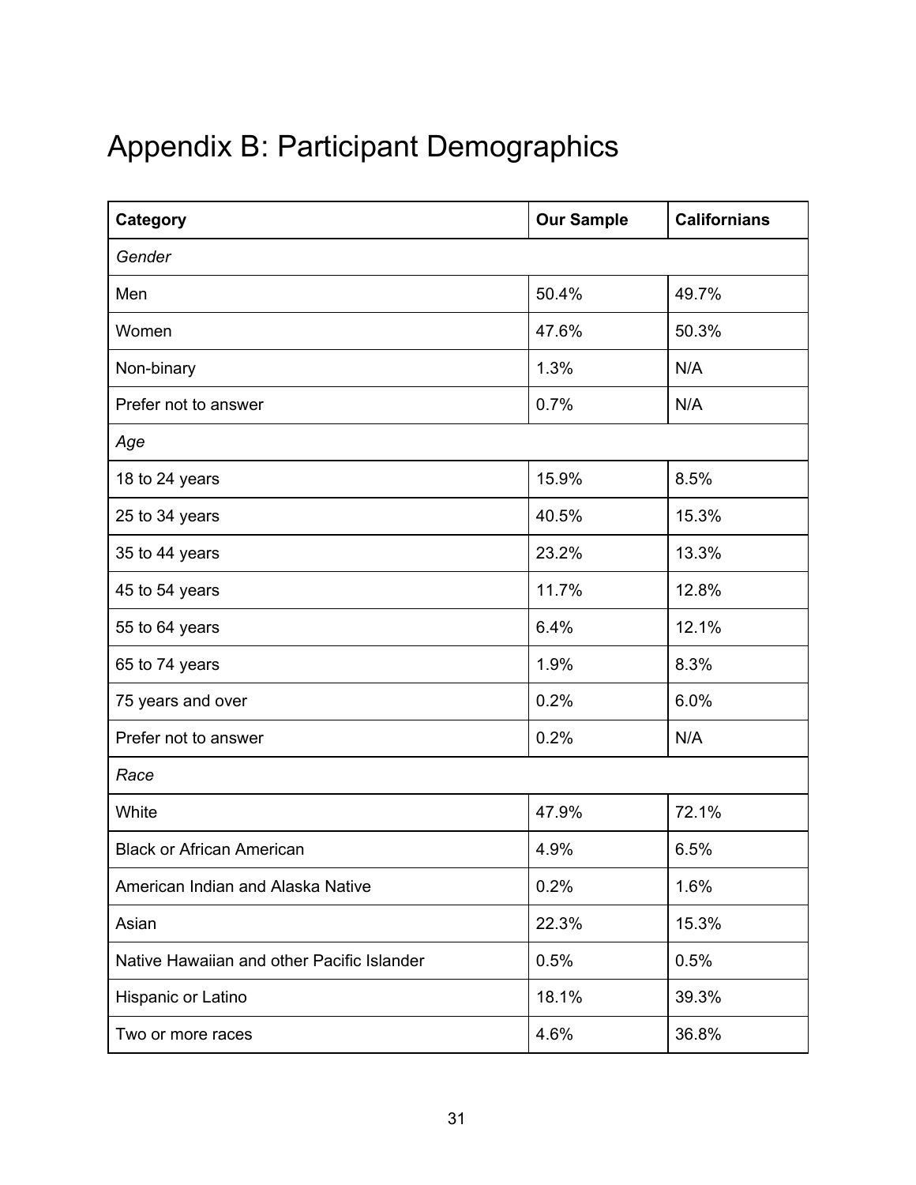# Appendix B: Participant Demographics

| Category | Our Sample | Californians |
|---|---|---|
| *Gender* | | |
| Men | 50.4% | 49.7% |
| Women | 47.6% | 50.3% |
| Non-binary | 1.3% | N/A |
| Prefer not to answer | 0.7% | N/A |
| *Age* | | |
| 18 to 24 years | 15.9% | 8.5% |
| 25 to 34 years | 40.5% | 15.3% |
| 35 to 44 years | 23.2% | 13.3% |
| 45 to 54 years | 11.7% | 12.8% |
| 55 to 64 years | 6.4% | 12.1% |
| 65 to 74 years | 1.9% | 8.3% |
| 75 years and over | 0.2% | 6.0% |
| Prefer not to answer | 0.2% | N/A |
| *Race* | | |
| White | 47.9% | 72.1% |
| Black or African American | 4.9% | 6.5% |
| American Indian and Alaska Native | 0.2% | 1.6% |
| Asian | 22.3% | 15.3% |
| Native Hawaiian and other Pacific Islander | 0.5% | 0.5% |
| Hispanic or Latino | 18.1% | 39.3% |
| Two or more races | 4.6% | 36.8% |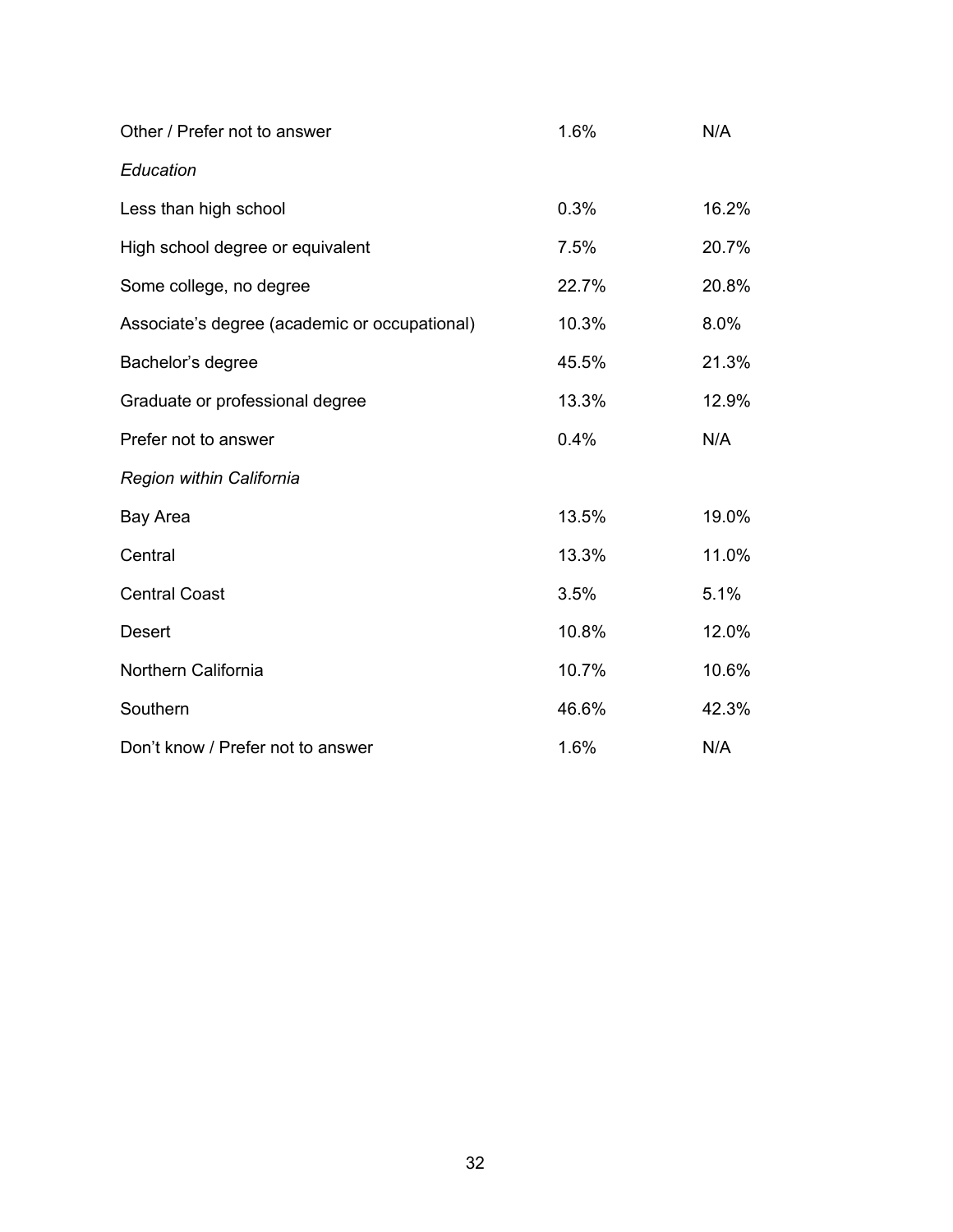| | | |
|---|---|---|
| Other / Prefer not to answer | 1.6% | N/A |
| *Education* | | |
| Less than high school | 0.3% | 16.2% |
| High school degree or equivalent | 7.5% | 20.7% |
| Some college, no degree | 22.7% | 20.8% |
| Associate's degree (academic or occupational) | 10.3% | 8.0% |
| Bachelor's degree | 45.5% | 21.3% |
| Graduate or professional degree | 13.3% | 12.9% |
| Prefer not to answer | 0.4% | N/A |
| *Region within California* | | |
| Bay Area | 13.5% | 19.0% |
| Central | 13.3% | 11.0% |
| Central Coast | 3.5% | 5.1% |
| Desert | 10.8% | 12.0% |
| Northern California | 10.7% | 10.6% |
| Southern | 46.6% | 42.3% |
| Don't know / Prefer not to answer | 1.6% | N/A |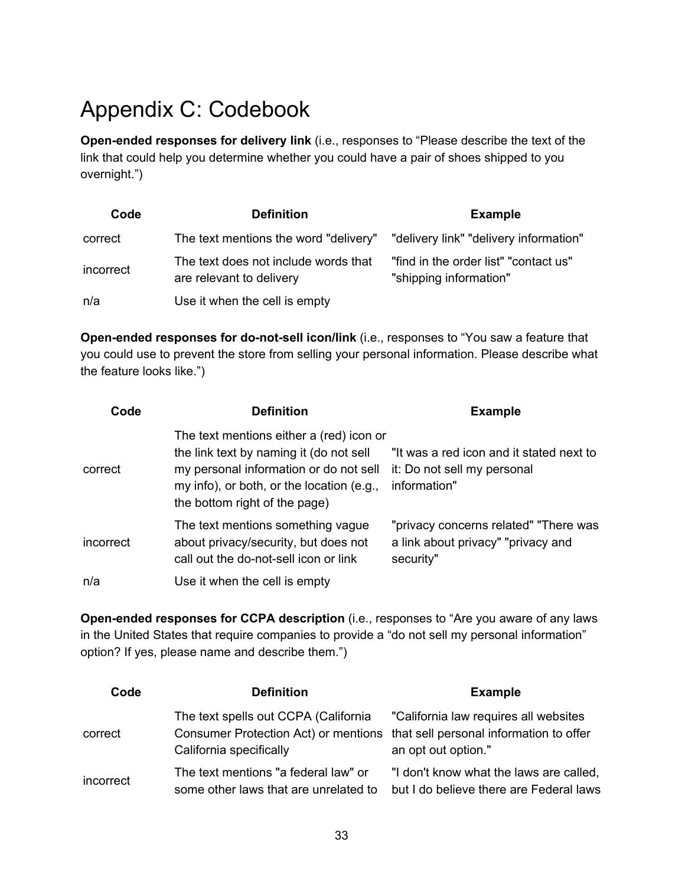# Appendix C: Codebook

**Open-ended responses for delivery link** (i.e., responses to “Please describe the text of the link that could help you determine whether you could have a pair of shoes shipped to you overnight.”)

| Code | Definition | Example |
|---|---|---|
| correct | The text mentions the word "delivery" | "delivery link" "delivery information" |
| incorrect | The text does not include words that are relevant to delivery | "find in the order list" "contact us" "shipping information" |
| n/a | Use it when the cell is empty | |

**Open-ended responses for do-not-sell icon/link** (i.e., responses to “You saw a feature that you could use to prevent the store from selling your personal information. Please describe what the feature looks like.”)

| Code | Definition | Example |
|---|---|---|
| correct | The text mentions either a (red) icon or the link text by naming it (do not sell my personal information or do not sell my info), or both, or the location (e.g., the bottom right of the page) | "It was a red icon and it stated next to it: Do not sell my personal information" |
| incorrect | The text mentions something vague about privacy/security, but does not call out the do-not-sell icon or link | "privacy concerns related" "There was a link about privacy" "privacy and security" |
| n/a | Use it when the cell is empty | |

**Open-ended responses for CCPA description** (i.e., responses to “Are you aware of any laws in the United States that require companies to provide a “do not sell my personal information” option? If yes, please name and describe them.”)

| Code | Definition | Example |
|---|---|---|
| correct | The text spells out CCPA (California Consumer Protection Act) or mentions California specifically | "California law requires all websites that sell personal information to offer an opt out option." |
| incorrect | The text mentions "a federal law" or some other laws that are unrelated to | "I don't know what the laws are called, but I do believe there are Federal laws |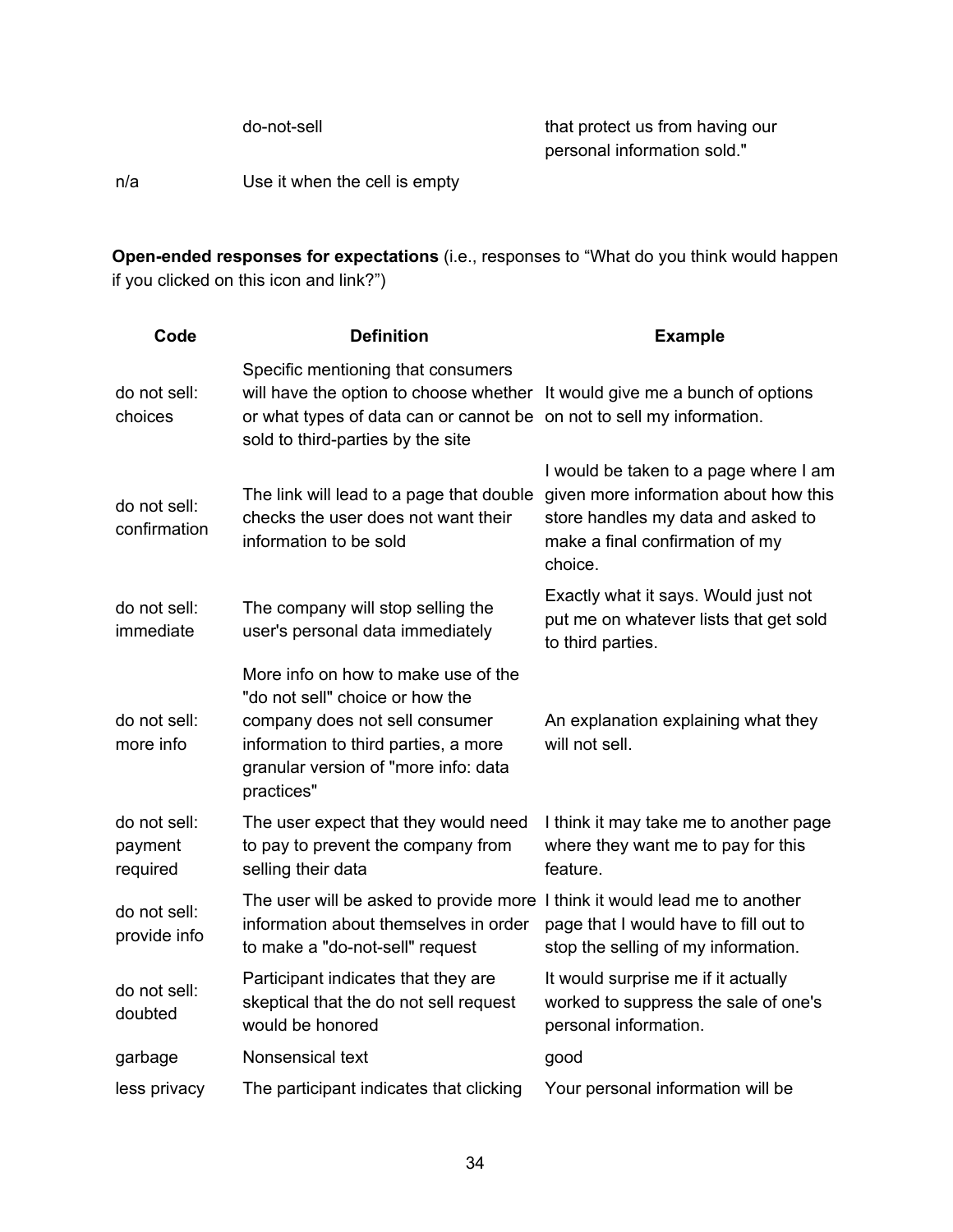| | do-not-sell | that protect us from having our personal information sold." |
|---|---|---|
| n/a | Use it when the cell is empty | |

**Open-ended responses for expectations** (i.e., responses to "What do you think would happen if you clicked on this icon and link?")

| Code | Definition | Example |
|---|---|---|
| do not sell: choices | Specific mentioning that consumers will have the option to choose whether or what types of data can or cannot be sold to third-parties by the site | It would give me a bunch of options on not to sell my information. |
| do not sell: confirmation | The link will lead to a page that double checks the user does not want their information to be sold | I would be taken to a page where I am given more information about how this store handles my data and asked to make a final confirmation of my choice. |
| do not sell: immediate | The company will stop selling the user's personal data immediately | Exactly what it says. Would just not put me on whatever lists that get sold to third parties. |
| do not sell: more info | More info on how to make use of the "do not sell" choice or how the company does not sell consumer information to third parties, a more granular version of "more info: data practices" | An explanation explaining what they will not sell. |
| do not sell: payment required | The user expect that they would need to pay to prevent the company from selling their data | I think it may take me to another page where they want me to pay for this feature. |
| do not sell: provide info | The user will be asked to provide more information about themselves in order to make a "do-not-sell" request | I think it would lead me to another page that I would have to fill out to stop the selling of my information. |
| do not sell: doubted | Participant indicates that they are skeptical that the do not sell request would be honored | It would surprise me if it actually worked to suppress the sale of one's personal information. |
| garbage | Nonsensical text | good |
| less privacy | The participant indicates that clicking | Your personal information will be |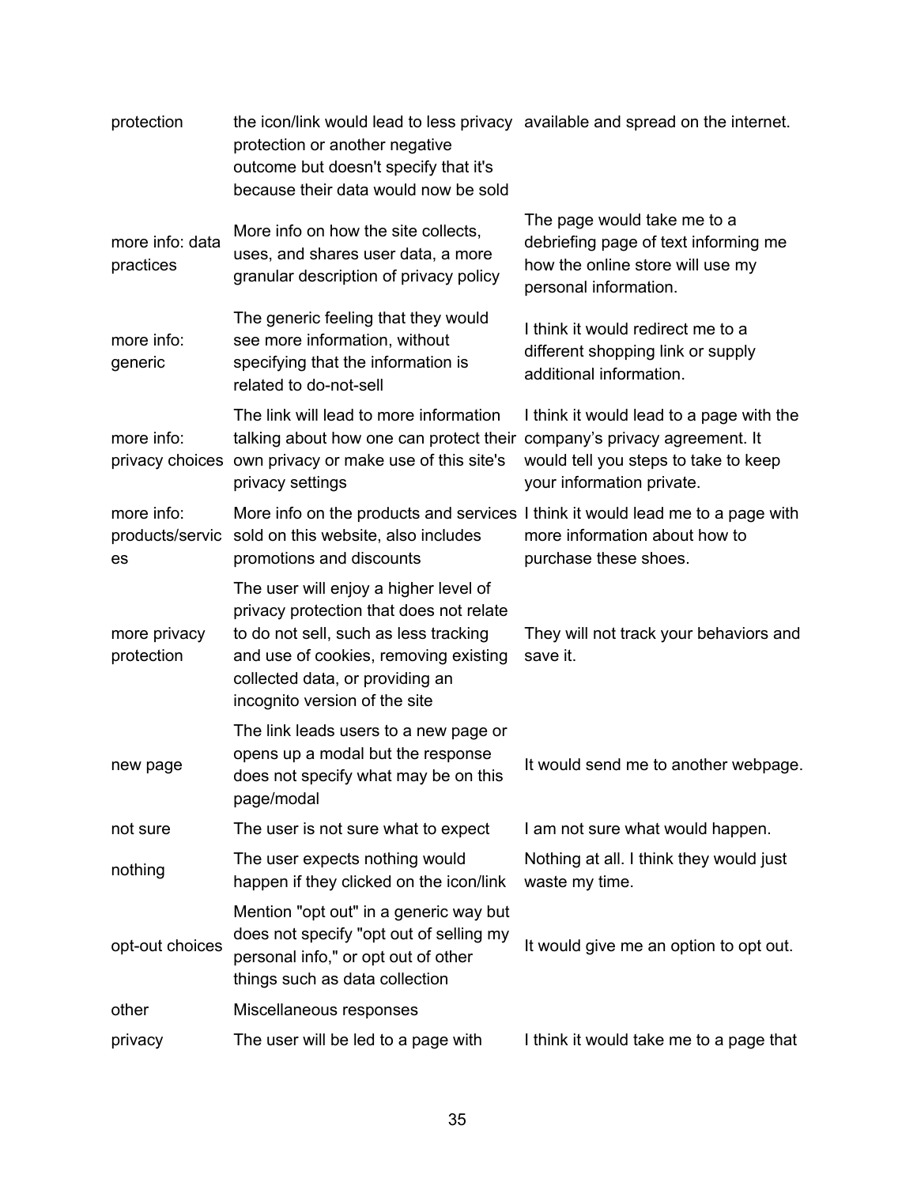| | | |
|---|---|---|
| protection | the icon/link would lead to less privacy protection or another negative outcome but doesn't specify that it's because their data would now be sold | available and spread on the internet. |
| more info: data practices | More info on how the site collects, uses, and shares user data, a more granular description of privacy policy | The page would take me to a debriefing page of text informing me how the online store will use my personal information. |
| more info: generic | The generic feeling that they would see more information, without specifying that the information is related to do-not-sell | I think it would redirect me to a different shopping link or supply additional information. |
| more info: privacy choices | The link will lead to more information talking about how one can protect their own privacy or make use of this site's privacy settings | I think it would lead to a page with the company's privacy agreement. It would tell you steps to take to keep your information private. |
| more info: products/services | More info on the products and services sold on this website, also includes promotions and discounts | I think it would lead me to a page with more information about how to purchase these shoes. |
| more privacy protection | The user will enjoy a higher level of privacy protection that does not relate to do not sell, such as less tracking and use of cookies, removing existing collected data, or providing an incognito version of the site | They will not track your behaviors and save it. |
| new page | The link leads users to a new page or opens up a modal but the response does not specify what may be on this page/modal | It would send me to another webpage. |
| not sure | The user is not sure what to expect | I am not sure what would happen. |
| nothing | The user expects nothing would happen if they clicked on the icon/link | Nothing at all. I think they would just waste my time. |
| opt-out choices | Mention "opt out" in a generic way but does not specify "opt out of selling my personal info," or opt out of other things such as data collection | It would give me an option to opt out. |
| other | Miscellaneous responses | |
| privacy | The user will be led to a page with | I think it would take me to a page that |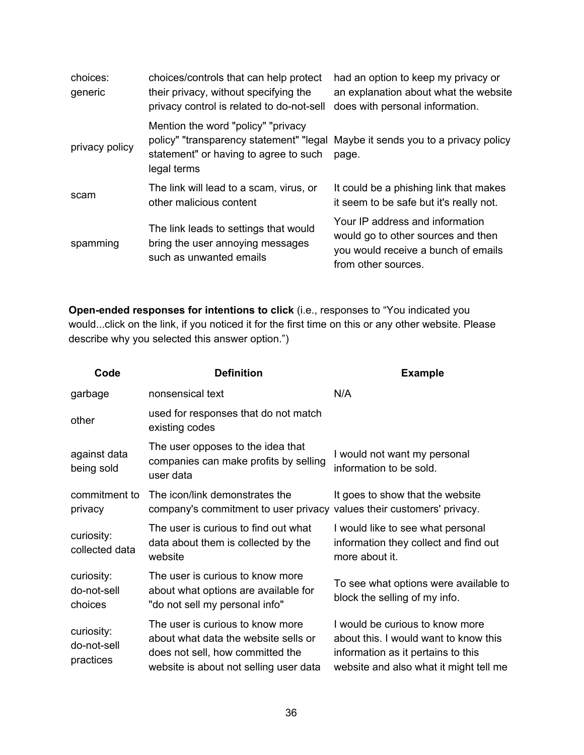| | | |
|---|---|---|
| choices: generic | choices/controls that can help protect their privacy, without specifying the privacy control is related to do-not-sell | had an option to keep my privacy or an explanation about what the website does with personal information. |
| privacy policy | Mention the word "policy" "privacy policy" "transparency statement" "legal statement" or having to agree to such legal terms | Maybe it sends you to a privacy policy page. |
| scam | The link will lead to a scam, virus, or other malicious content | It could be a phishing link that makes it seem to be safe but it's really not. |
| spamming | The link leads to settings that would bring the user annoying messages such as unwanted emails | Your IP address and information would go to other sources and then you would receive a bunch of emails from other sources. |

**Open-ended responses for intentions to click** (i.e., responses to “You indicated you would...click on the link, if you noticed it for the first time on this or any other website. Please describe why you selected this answer option.”)

| Code | Definition | Example |
|---|---|---|
| garbage | nonsensical text | N/A |
| other | used for responses that do not match existing codes | |
| against data being sold | The user opposes to the idea that companies can make profits by selling user data | I would not want my personal information to be sold. |
| commitment to privacy | The icon/link demonstrates the company's commitment to user privacy | It goes to show that the website values their customers' privacy. |
| curiosity: collected data | The user is curious to find out what data about them is collected by the website | I would like to see what personal information they collect and find out more about it. |
| curiosity: do-not-sell choices | The user is curious to know more about what options are available for "do not sell my personal info" | To see what options were available to block the selling of my info. |
| curiosity: do-not-sell practices | The user is curious to know more about what data the website sells or does not sell, how committed the website is about not selling user data | I would be curious to know more about this. I would want to know this information as it pertains to this website and also what it might tell me |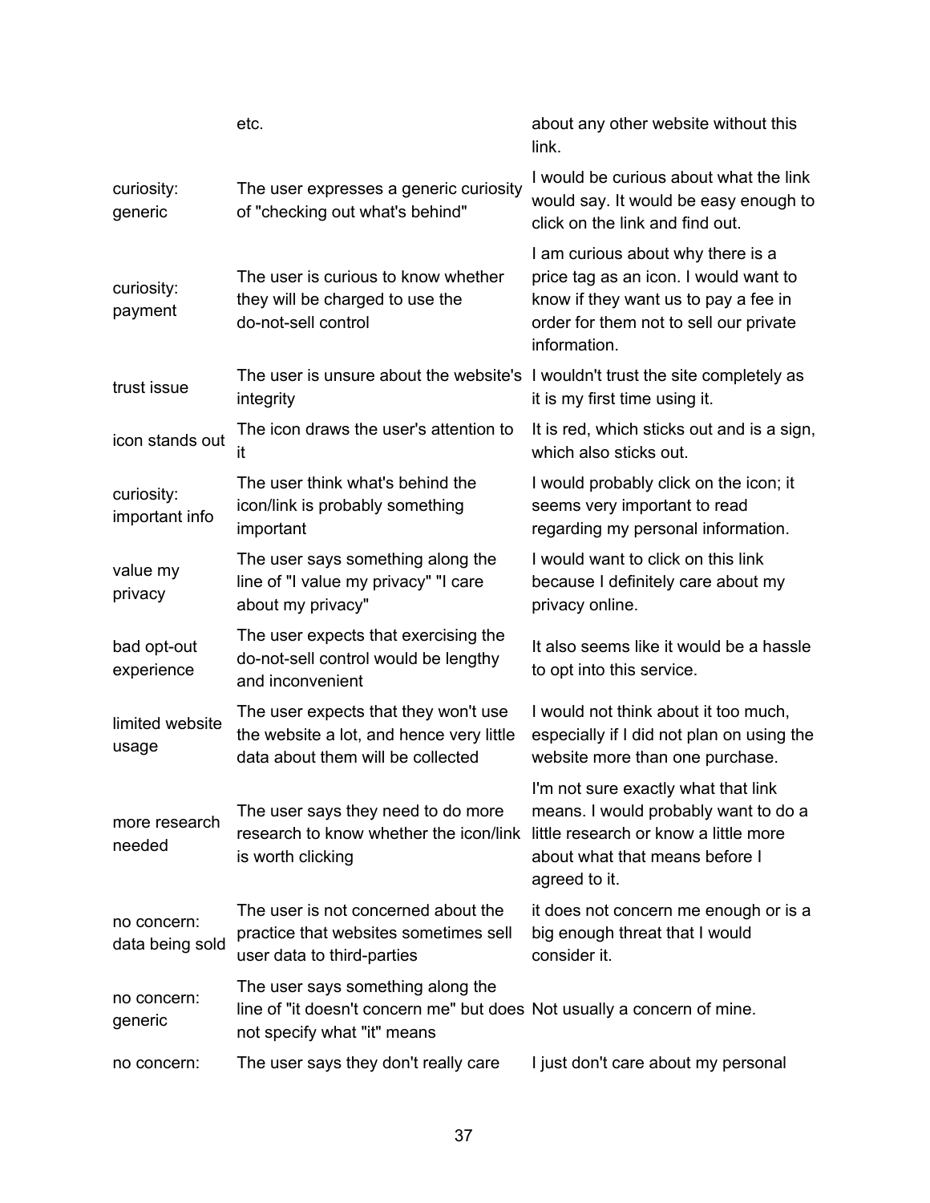| | etc. | about any other website without this link. |
|---|---|---|
| curiosity: generic | The user expresses a generic curiosity of "checking out what's behind" | I would be curious about what the link would say. It would be easy enough to click on the link and find out. |
| curiosity: payment | The user is curious to know whether they will be charged to use the do-not-sell control | I am curious about why there is a price tag as an icon. I would want to know if they want us to pay a fee in order for them not to sell our private information. |
| trust issue | The user is unsure about the website's integrity | I wouldn't trust the site completely as it is my first time using it. |
| icon stands out | The icon draws the user's attention to it | It is red, which sticks out and is a sign, which also sticks out. |
| curiosity: important info | The user think what's behind the icon/link is probably something important | I would probably click on the icon; it seems very important to read regarding my personal information. |
| value my privacy | The user says something along the line of "I value my privacy" "I care about my privacy" | I would want to click on this link because I definitely care about my privacy online. |
| bad opt-out experience | The user expects that exercising the do-not-sell control would be lengthy and inconvenient | It also seems like it would be a hassle to opt into this service. |
| limited website usage | The user expects that they won't use the website a lot, and hence very little data about them will be collected | I would not think about it too much, especially if I did not plan on using the website more than one purchase. |
| more research needed | The user says they need to do more research to know whether the icon/link is worth clicking | I'm not sure exactly what that link means. I would probably want to do a little research or know a little more about what that means before I agreed to it. |
| no concern: data being sold | The user is not concerned about the practice that websites sometimes sell user data to third-parties | it does not concern me enough or is a big enough threat that I would consider it. |
| no concern: generic | The user says something along the line of "it doesn't concern me" but does not specify what "it" means | Not usually a concern of mine. |
| no concern: | The user says they don't really care | I just don't care about my personal |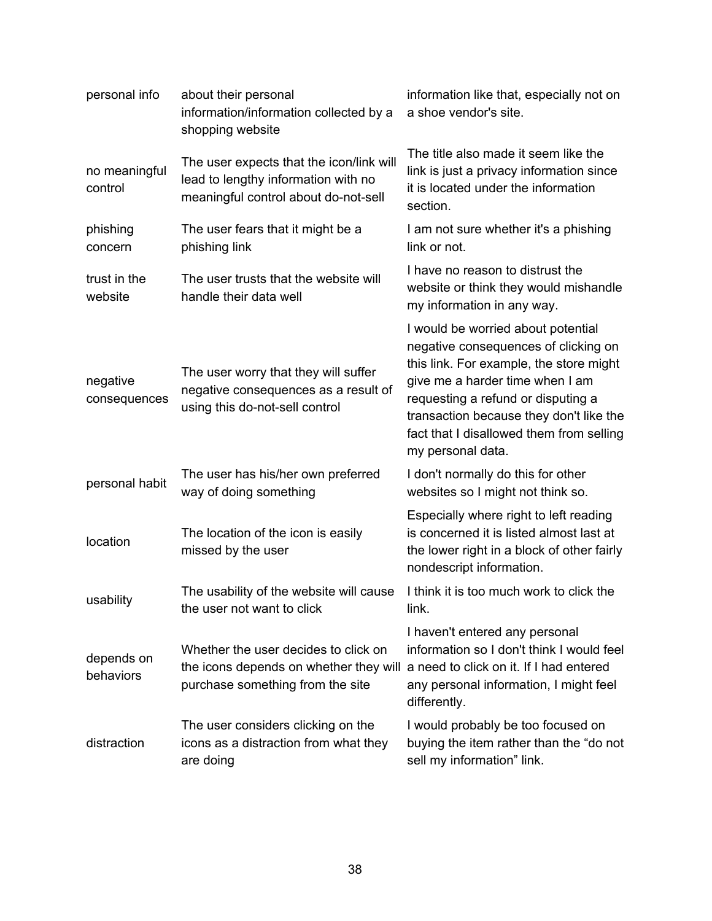| | | |
|---|---|---|
| personal info | about their personal information/information collected by a shopping website | information like that, especially not on a shoe vendor's site. |
| no meaningful control | The user expects that the icon/link will lead to lengthy information with no meaningful control about do-not-sell | The title also made it seem like the link is just a privacy information since it is located under the information section. |
| phishing concern | The user fears that it might be a phishing link | I am not sure whether it's a phishing link or not. |
| trust in the website | The user trusts that the website will handle their data well | I have no reason to distrust the website or think they would mishandle my information in any way. |
| negative consequences | The user worry that they will suffer negative consequences as a result of using this do-not-sell control | I would be worried about potential negative consequences of clicking on this link. For example, the store might give me a harder time when I am requesting a refund or disputing a transaction because they don't like the fact that I disallowed them from selling my personal data. |
| personal habit | The user has his/her own preferred way of doing something | I don't normally do this for other websites so I might not think so. |
| location | The location of the icon is easily missed by the user | Especially where right to left reading is concerned it is listed almost last at the lower right in a block of other fairly nondescript information. |
| usability | The usability of the website will cause the user not want to click | I think it is too much work to click the link. |
| depends on behaviors | Whether the user decides to click on the icons depends on whether they will purchase something from the site | I haven't entered any personal information so I don't think I would feel a need to click on it. If I had entered any personal information, I might feel differently. |
| distraction | The user considers clicking on the icons as a distraction from what they are doing | I would probably be too focused on buying the item rather than the “do not sell my information” link. |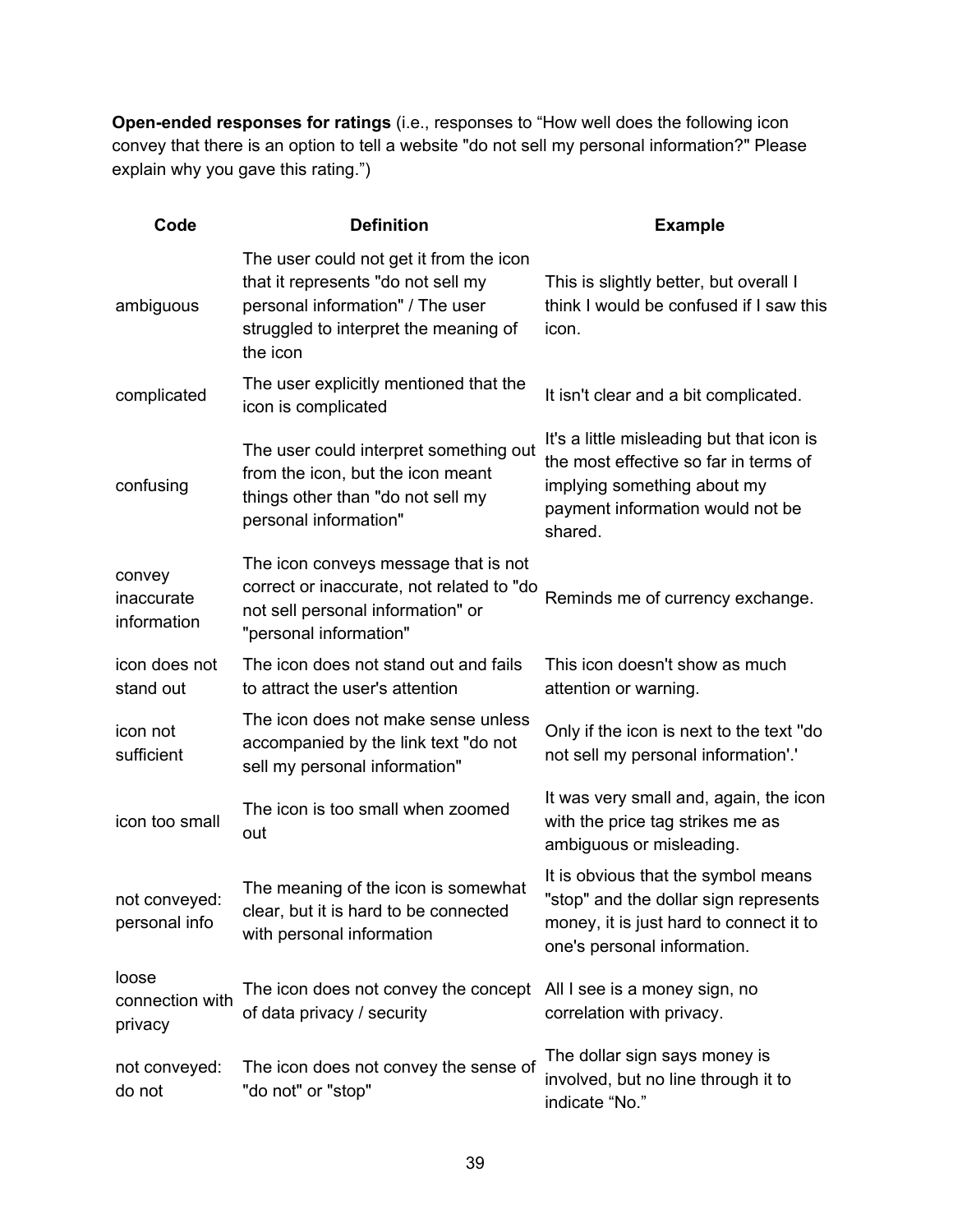**Open-ended responses for ratings** (i.e., responses to “How well does the following icon convey that there is an option to tell a website "do not sell my personal information?" Please explain why you gave this rating.”)

| Code | Definition | Example |
|---|---|---|
| ambiguous | The user could not get it from the icon that it represents "do not sell my personal information" / The user struggled to interpret the meaning of the icon | This is slightly better, but overall I think I would be confused if I saw this icon. |
| complicated | The user explicitly mentioned that the icon is complicated | It isn't clear and a bit complicated. |
| confusing | The user could interpret something out from the icon, but the icon meant things other than "do not sell my personal information" | It's a little misleading but that icon is the most effective so far in terms of implying something about my payment information would not be shared. |
| convey inaccurate information | The icon conveys message that is not correct or inaccurate, not related to "do not sell personal information" or "personal information" | Reminds me of currency exchange. |
| icon does not stand out | The icon does not stand out and fails to attract the user's attention | This icon doesn't show as much attention or warning. |
| icon not sufficient | The icon does not make sense unless accompanied by the link text "do not sell my personal information" | Only if the icon is next to the text "do not sell my personal information'.' |
| icon too small | The icon is too small when zoomed out | It was very small and, again, the icon with the price tag strikes me as ambiguous or misleading. |
| not conveyed: personal info | The meaning of the icon is somewhat clear, but it is hard to be connected with personal information | It is obvious that the symbol means "stop" and the dollar sign represents money, it is just hard to connect it to one's personal information. |
| loose connection with privacy | The icon does not convey the concept of data privacy / security | All I see is a money sign, no correlation with privacy. |
| not conveyed: do not | The icon does not convey the sense of "do not" or "stop" | The dollar sign says money is involved, but no line through it to indicate “No.” |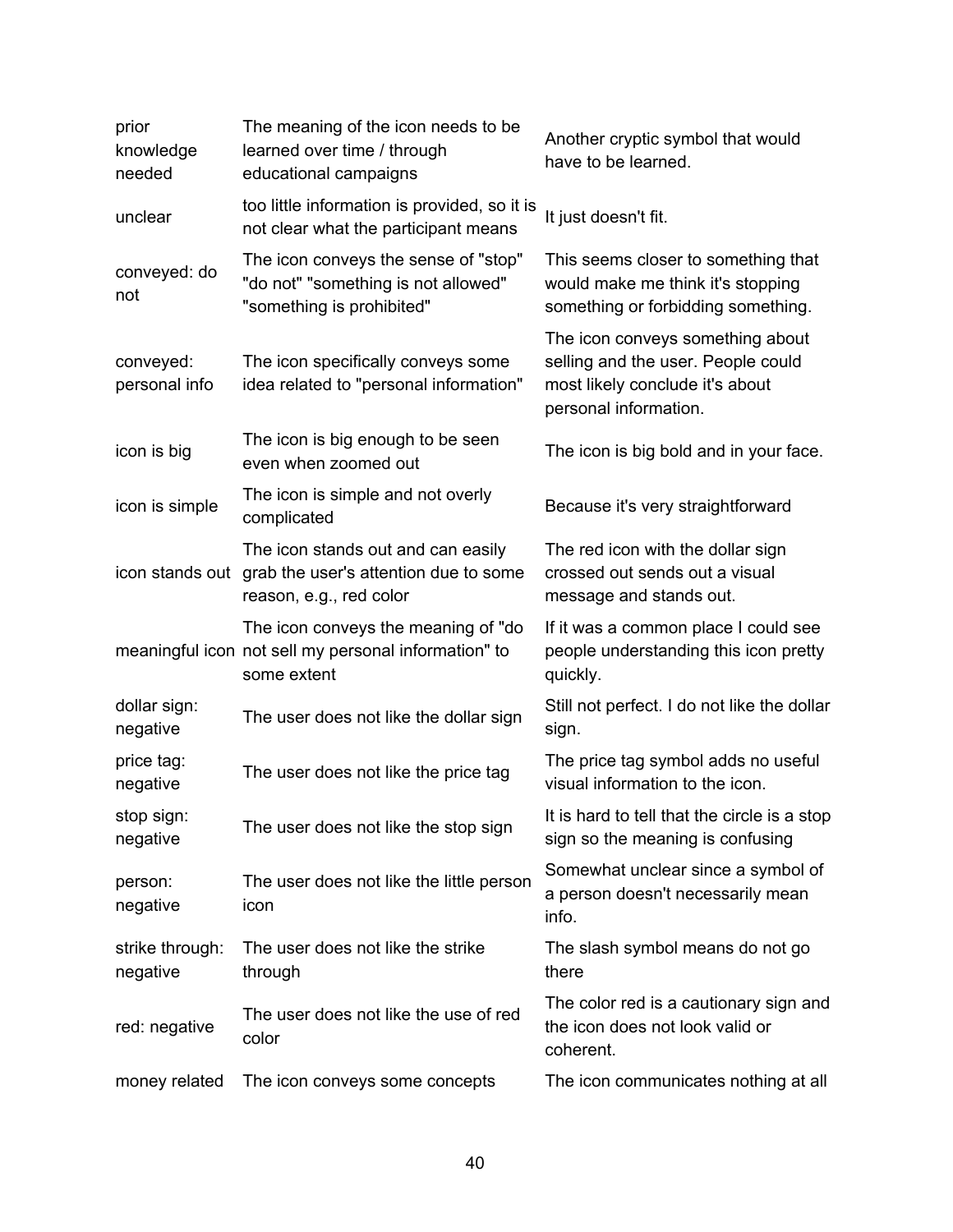| | | |
|---|---|---|
| prior knowledge needed | The meaning of the icon needs to be learned over time / through educational campaigns | Another cryptic symbol that would have to be learned. |
| unclear | too little information is provided, so it is not clear what the participant means | It just doesn't fit. |
| conveyed: do not | The icon conveys the sense of "stop" "do not" "something is not allowed" "something is prohibited" | This seems closer to something that would make me think it's stopping something or forbidding something. |
| conveyed: personal info | The icon specifically conveys some idea related to "personal information" | The icon conveys something about selling and the user. People could most likely conclude it's about personal information. |
| icon is big | The icon is big enough to be seen even when zoomed out | The icon is big bold and in your face. |
| icon is simple | The icon is simple and not overly complicated | Because it's very straightforward |
| icon stands out | The icon stands out and can easily grab the user's attention due to some reason, e.g., red color | The red icon with the dollar sign crossed out sends out a visual message and stands out. |
| meaningful icon | The icon conveys the meaning of "do not sell my personal information" to some extent | If it was a common place I could see people understanding this icon pretty quickly. |
| dollar sign: negative | The user does not like the dollar sign | Still not perfect. I do not like the dollar sign. |
| price tag: negative | The user does not like the price tag | The price tag symbol adds no useful visual information to the icon. |
| stop sign: negative | The user does not like the stop sign | It is hard to tell that the circle is a stop sign so the meaning is confusing |
| person: negative | The user does not like the little person icon | Somewhat unclear since a symbol of a person doesn't necessarily mean info. |
| strike through: negative | The user does not like the strike through | The slash symbol means do not go there |
| red: negative | The user does not like the use of red color | The color red is a cautionary sign and the icon does not look valid or coherent. |
| money related | The icon conveys some concepts | The icon communicates nothing at all |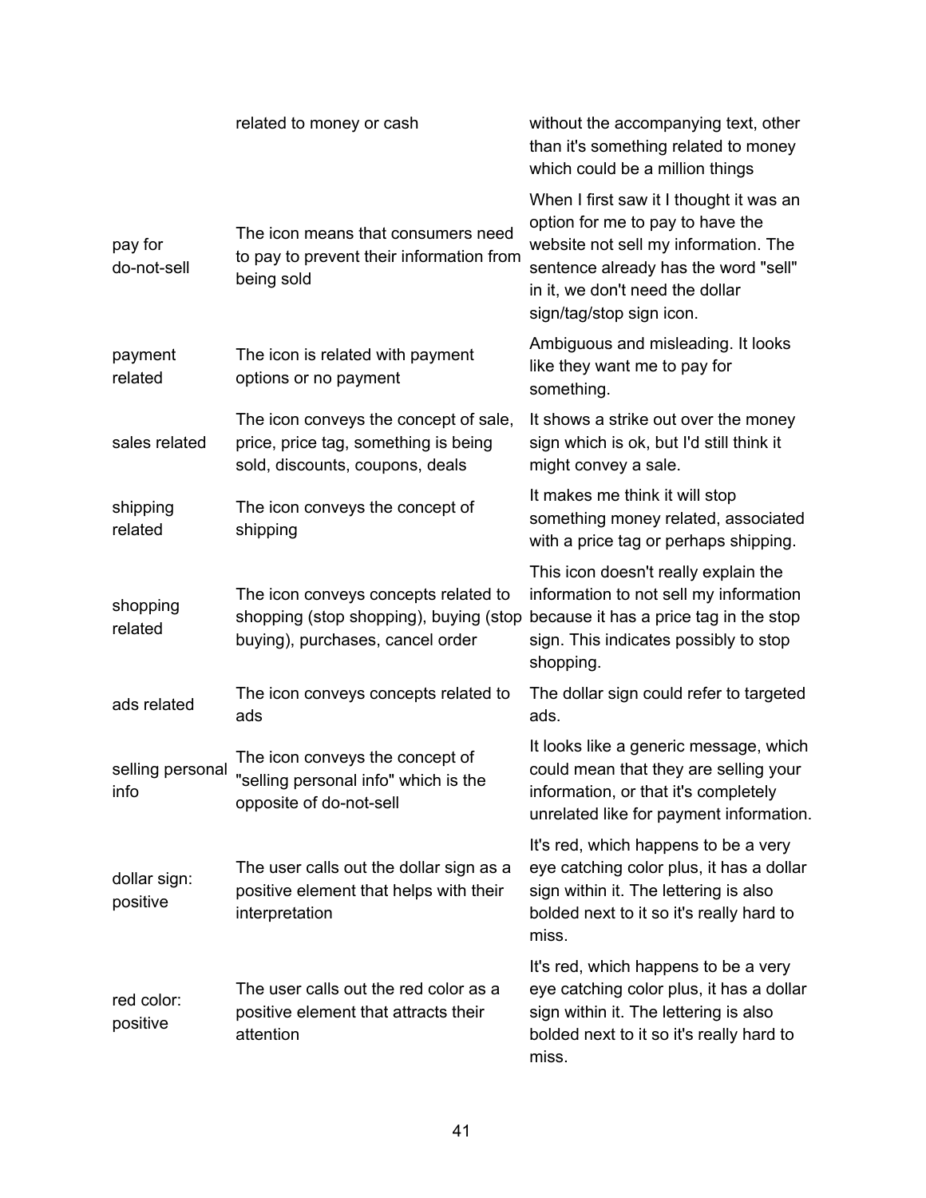| | | |
|---|---|---|
| | related to money or cash | without the accompanying text, other than it's something related to money which could be a million things |
| pay for do-not-sell | The icon means that consumers need to pay to prevent their information from being sold | When I first saw it I thought it was an option for me to pay to have the website not sell my information. The sentence already has the word "sell" in it, we don't need the dollar sign/tag/stop sign icon. |
| payment related | The icon is related with payment options or no payment | Ambiguous and misleading. It looks like they want me to pay for something. |
| sales related | The icon conveys the concept of sale, price, price tag, something is being sold, discounts, coupons, deals | It shows a strike out over the money sign which is ok, but I'd still think it might convey a sale. |
| shipping related | The icon conveys the concept of shipping | It makes me think it will stop something money related, associated with a price tag or perhaps shipping. |
| shopping related | The icon conveys concepts related to shopping (stop shopping), buying (stop buying), purchases, cancel order | This icon doesn't really explain the information to not sell my information because it has a price tag in the stop sign. This indicates possibly to stop shopping. |
| ads related | The icon conveys concepts related to ads | The dollar sign could refer to targeted ads. |
| selling personal info | The icon conveys the concept of "selling personal info" which is the opposite of do-not-sell | It looks like a generic message, which could mean that they are selling your information, or that it's completely unrelated like for payment information. |
| dollar sign: positive | The user calls out the dollar sign as a positive element that helps with their interpretation | It's red, which happens to be a very eye catching color plus, it has a dollar sign within it. The lettering is also bolded next to it so it's really hard to miss. |
| red color: positive | The user calls out the red color as a positive element that attracts their attention | It's red, which happens to be a very eye catching color plus, it has a dollar sign within it. The lettering is also bolded next to it so it's really hard to miss. |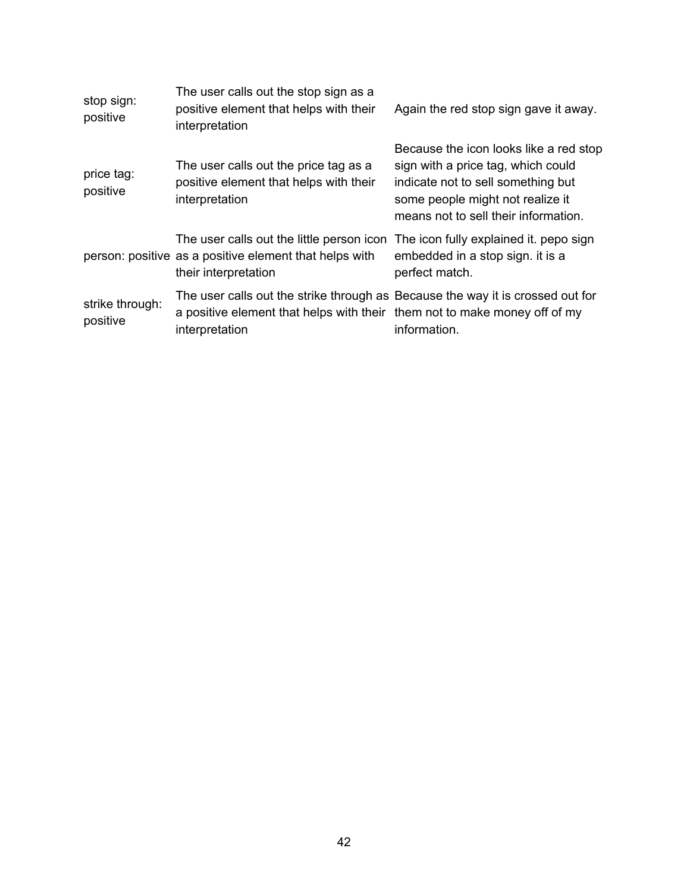| | | |
|---|---|---|
| stop sign: positive | The user calls out the stop sign as a positive element that helps with their interpretation | Again the red stop sign gave it away. |
| price tag: positive | The user calls out the price tag as a positive element that helps with their interpretation | Because the icon looks like a red stop sign with a price tag, which could indicate not to sell something but some people might not realize it means not to sell their information. |
| person: positive | The user calls out the little person icon as a positive element that helps with their interpretation | The icon fully explained it. pepo sign embedded in a stop sign. it is a perfect match. |
| strike through: positive | The user calls out the strike through as a positive element that helps with their interpretation | Because the way it is crossed out for them not to make money off of my information. |